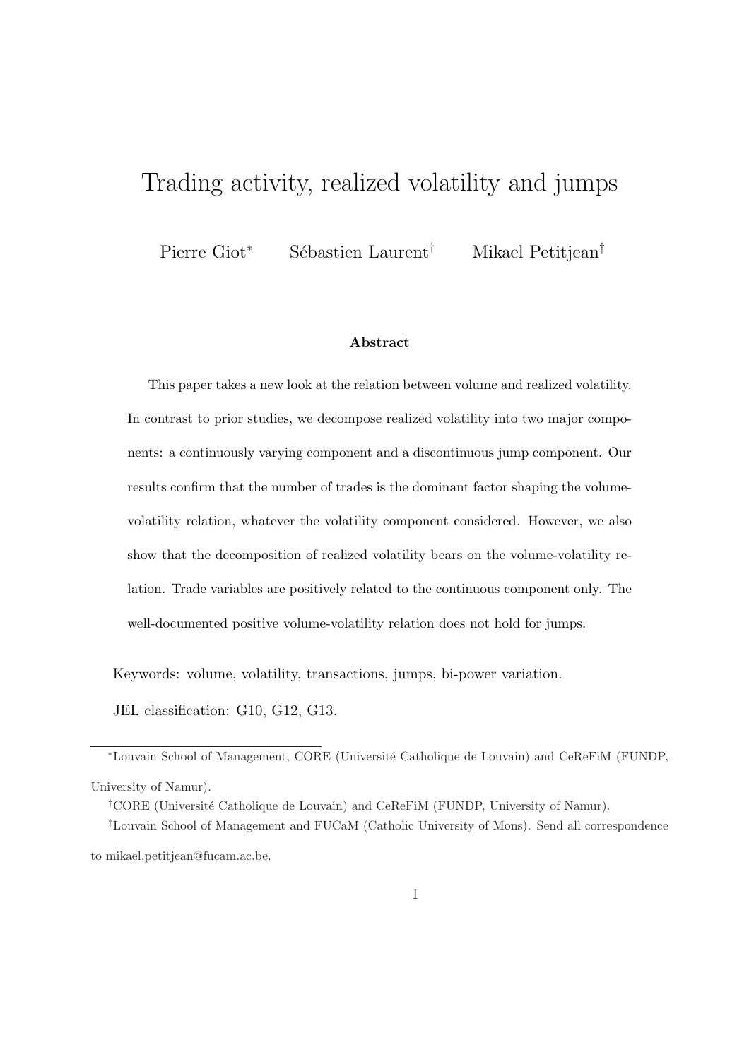# Trading activity, realized volatility and jumps

Pierre Giot[*] Sébastien Laurent[†] Mikael Petitjean[‡]

### Abstract

This paper takes a new look at the relation between volume and realized volatility. In contrast to prior studies, we decompose realized volatility into two major components: a continuously varying component and a discontinuous jump component. Our results confirm that the number of trades is the dominant factor shaping the volume-volatility relation, whatever the volatility component considered. However, we also show that the decomposition of realized volatility bears on the volume-volatility relation. Trade variables are positively related to the continuous component only. The well-documented positive volume-volatility relation does not hold for jumps.

Keywords: volume, volatility, transactions, jumps, bi-power variation.

JEL classification: G10, G12, G13.

---

[*] Louvain School of Management, CORE (Université Catholique de Louvain) and CeReFiM (FUNDP, University of Namur).

[†] CORE (Université Catholique de Louvain) and CeReFiM (FUNDP, University of Namur).

[‡] Louvain School of Management and FUCaM (Catholic University of Mons). Send all correspondence to mikael.petitjean@fucam.ac.be.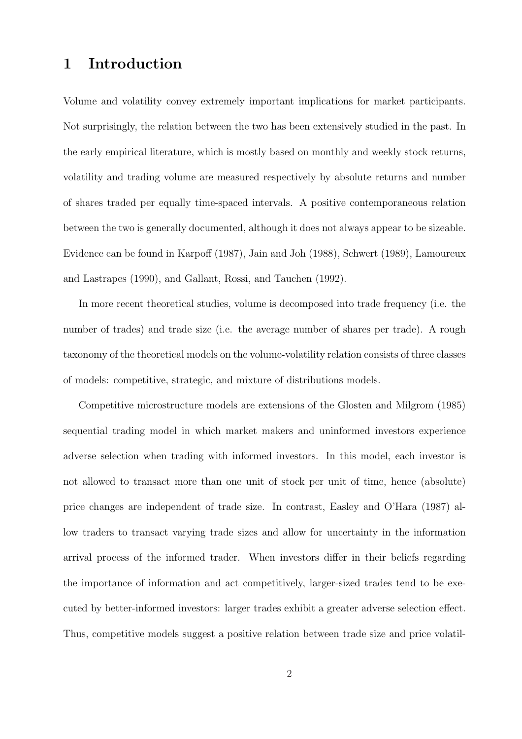# 1 Introduction

Volume and volatility convey extremely important implications for market participants. Not surprisingly, the relation between the two has been extensively studied in the past. In the early empirical literature, which is mostly based on monthly and weekly stock returns, volatility and trading volume are measured respectively by absolute returns and number of shares traded per equally time-spaced intervals. A positive contemporaneous relation between the two is generally documented, although it does not always appear to be sizeable. Evidence can be found in Karpoff (1987), Jain and Joh (1988), Schwert (1989), Lamoureux and Lastrapes (1990), and Gallant, Rossi, and Tauchen (1992).

In more recent theoretical studies, volume is decomposed into trade frequency (i.e. the number of trades) and trade size (i.e. the average number of shares per trade). A rough taxonomy of the theoretical models on the volume-volatility relation consists of three classes of models: competitive, strategic, and mixture of distributions models.

Competitive microstructure models are extensions of the Glosten and Milgrom (1985) sequential trading model in which market makers and uninformed investors experience adverse selection when trading with informed investors. In this model, each investor is not allowed to transact more than one unit of stock per unit of time, hence (absolute) price changes are independent of trade size. In contrast, Easley and O'Hara (1987) allow traders to transact varying trade sizes and allow for uncertainty in the information arrival process of the informed trader. When investors differ in their beliefs regarding the importance of information and act competitively, larger-sized trades tend to be executed by better-informed investors: larger trades exhibit a greater adverse selection effect. Thus, competitive models suggest a positive relation between trade size and price volatil-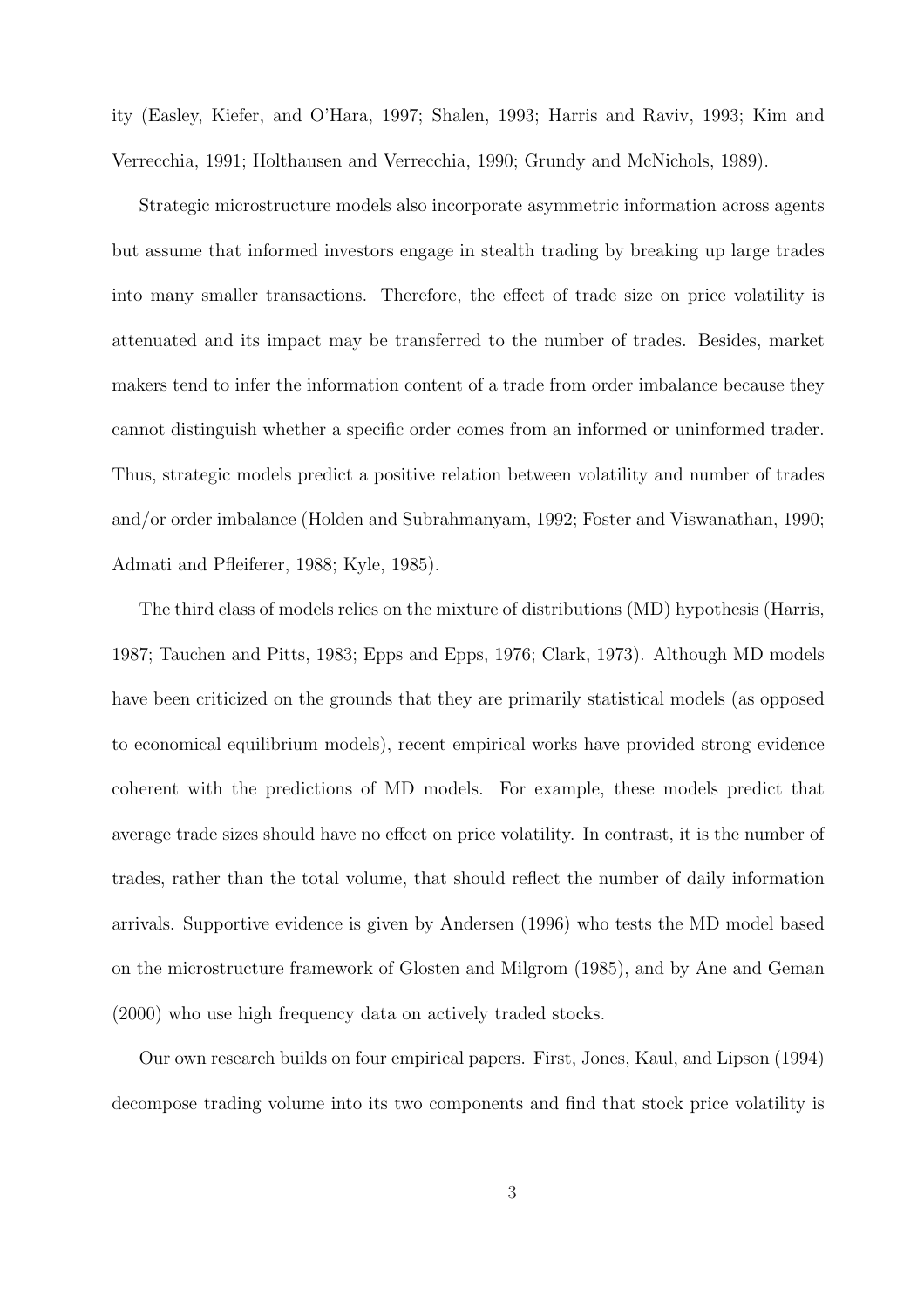ity (Easley, Kiefer, and O'Hara, 1997; Shalen, 1993; Harris and Raviv, 1993; Kim and Verrecchia, 1991; Holthausen and Verrecchia, 1990; Grundy and McNichols, 1989).

Strategic microstructure models also incorporate asymmetric information across agents but assume that informed investors engage in stealth trading by breaking up large trades into many smaller transactions. Therefore, the effect of trade size on price volatility is attenuated and its impact may be transferred to the number of trades. Besides, market makers tend to infer the information content of a trade from order imbalance because they cannot distinguish whether a specific order comes from an informed or uninformed trader. Thus, strategic models predict a positive relation between volatility and number of trades and/or order imbalance (Holden and Subrahmanyam, 1992; Foster and Viswanathan, 1990; Admati and Pfleiferer, 1988; Kyle, 1985).

The third class of models relies on the mixture of distributions (MD) hypothesis (Harris, 1987; Tauchen and Pitts, 1983; Epps and Epps, 1976; Clark, 1973). Although MD models have been criticized on the grounds that they are primarily statistical models (as opposed to economical equilibrium models), recent empirical works have provided strong evidence coherent with the predictions of MD models. For example, these models predict that average trade sizes should have no effect on price volatility. In contrast, it is the number of trades, rather than the total volume, that should reflect the number of daily information arrivals. Supportive evidence is given by Andersen (1996) who tests the MD model based on the microstructure framework of Glosten and Milgrom (1985), and by Ane and Geman (2000) who use high frequency data on actively traded stocks.

Our own research builds on four empirical papers. First, Jones, Kaul, and Lipson (1994) decompose trading volume into its two components and find that stock price volatility is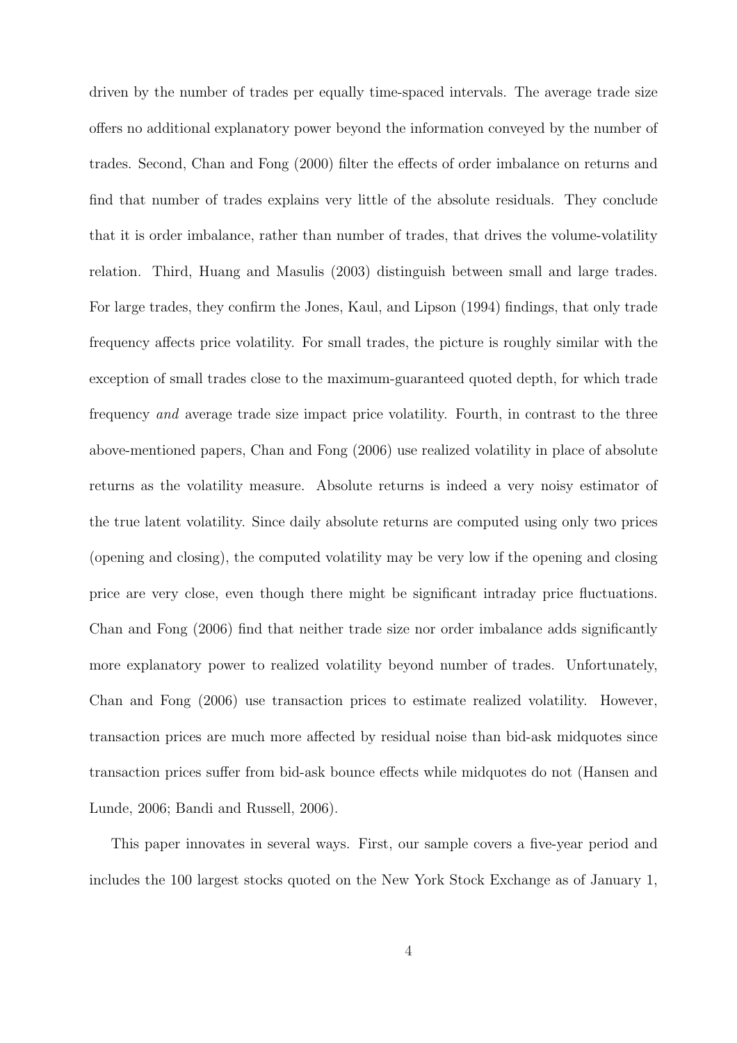driven by the number of trades per equally time-spaced intervals. The average trade size offers no additional explanatory power beyond the information conveyed by the number of trades. Second, Chan and Fong (2000) filter the effects of order imbalance on returns and find that number of trades explains very little of the absolute residuals. They conclude that it is order imbalance, rather than number of trades, that drives the volume-volatility relation. Third, Huang and Masulis (2003) distinguish between small and large trades. For large trades, they confirm the Jones, Kaul, and Lipson (1994) findings, that only trade frequency affects price volatility. For small trades, the picture is roughly similar with the exception of small trades close to the maximum-guaranteed quoted depth, for which trade frequency *and* average trade size impact price volatility. Fourth, in contrast to the three above-mentioned papers, Chan and Fong (2006) use realized volatility in place of absolute returns as the volatility measure. Absolute returns is indeed a very noisy estimator of the true latent volatility. Since daily absolute returns are computed using only two prices (opening and closing), the computed volatility may be very low if the opening and closing price are very close, even though there might be significant intraday price fluctuations. Chan and Fong (2006) find that neither trade size nor order imbalance adds significantly more explanatory power to realized volatility beyond number of trades. Unfortunately, Chan and Fong (2006) use transaction prices to estimate realized volatility. However, transaction prices are much more affected by residual noise than bid-ask midquotes since transaction prices suffer from bid-ask bounce effects while midquotes do not (Hansen and Lunde, 2006; Bandi and Russell, 2006).

This paper innovates in several ways. First, our sample covers a five-year period and includes the 100 largest stocks quoted on the New York Stock Exchange as of January 1,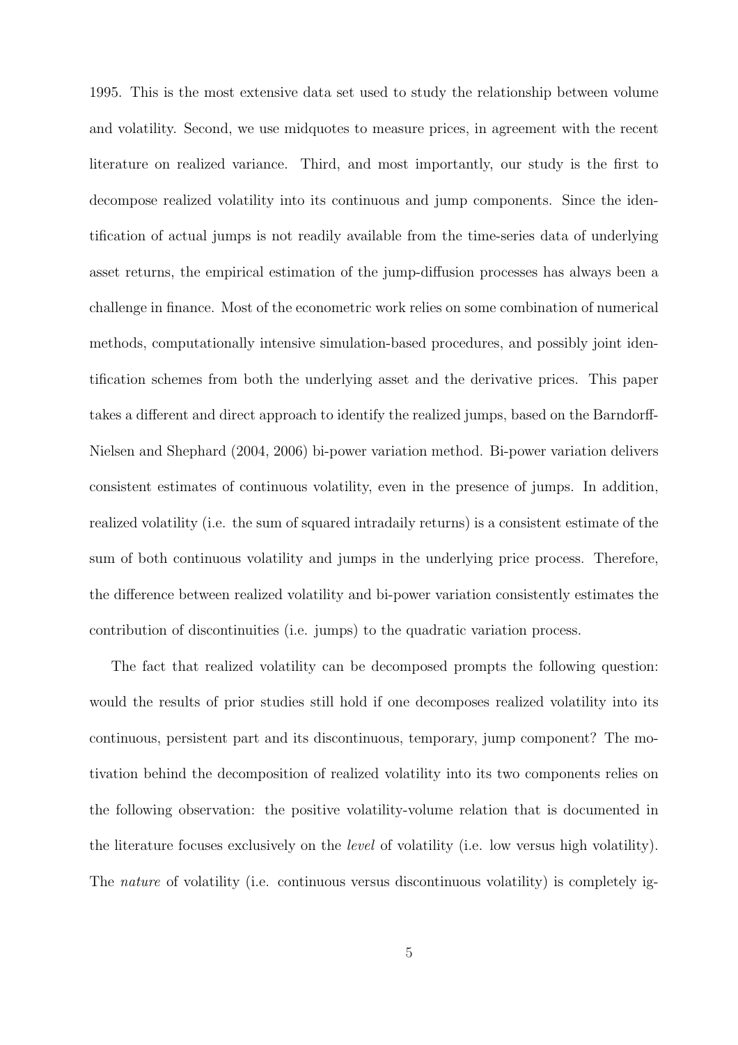1995. This is the most extensive data set used to study the relationship between volume and volatility. Second, we use midquotes to measure prices, in agreement with the recent literature on realized variance. Third, and most importantly, our study is the first to decompose realized volatility into its continuous and jump components. Since the identification of actual jumps is not readily available from the time-series data of underlying asset returns, the empirical estimation of the jump-diffusion processes has always been a challenge in finance. Most of the econometric work relies on some combination of numerical methods, computationally intensive simulation-based procedures, and possibly joint identification schemes from both the underlying asset and the derivative prices. This paper takes a different and direct approach to identify the realized jumps, based on the Barndorff-Nielsen and Shephard (2004, 2006) bi-power variation method. Bi-power variation delivers consistent estimates of continuous volatility, even in the presence of jumps. In addition, realized volatility (i.e. the sum of squared intradaily returns) is a consistent estimate of the sum of both continuous volatility and jumps in the underlying price process. Therefore, the difference between realized volatility and bi-power variation consistently estimates the contribution of discontinuities (i.e. jumps) to the quadratic variation process.

The fact that realized volatility can be decomposed prompts the following question: would the results of prior studies still hold if one decomposes realized volatility into its continuous, persistent part and its discontinuous, temporary, jump component? The motivation behind the decomposition of realized volatility into its two components relies on the following observation: the positive volatility-volume relation that is documented in the literature focuses exclusively on the *level* of volatility (i.e. low versus high volatility). The *nature* of volatility (i.e. continuous versus discontinuous volatility) is completely ig-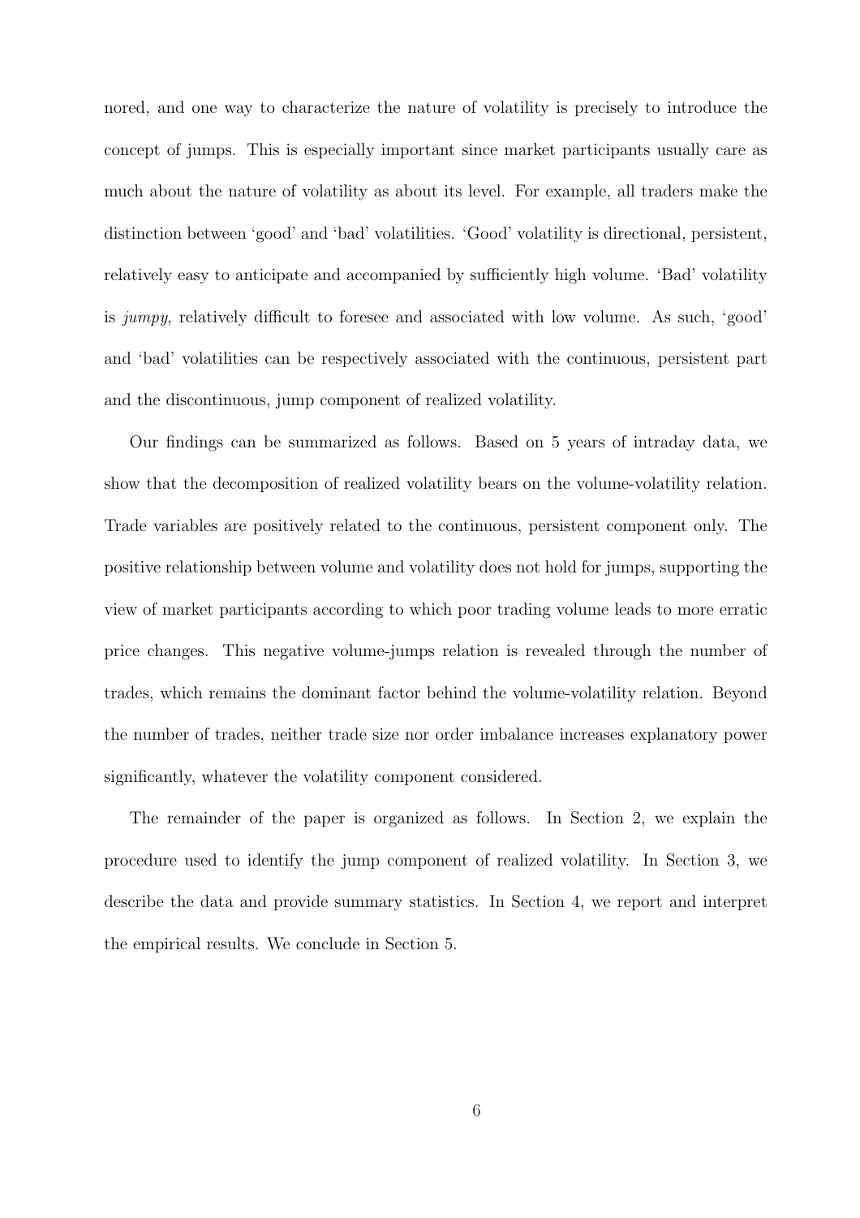nored, and one way to characterize the nature of volatility is precisely to introduce the concept of jumps. This is especially important since market participants usually care as much about the nature of volatility as about its level. For example, all traders make the distinction between 'good' and 'bad' volatilities. 'Good' volatility is directional, persistent, relatively easy to anticipate and accompanied by sufficiently high volume. 'Bad' volatility is *jumpy*, relatively difficult to foresee and associated with low volume. As such, 'good' and 'bad' volatilities can be respectively associated with the continuous, persistent part and the discontinuous, jump component of realized volatility.

Our findings can be summarized as follows. Based on 5 years of intraday data, we show that the decomposition of realized volatility bears on the volume-volatility relation. Trade variables are positively related to the continuous, persistent component only. The positive relationship between volume and volatility does not hold for jumps, supporting the view of market participants according to which poor trading volume leads to more erratic price changes. This negative volume-jumps relation is revealed through the number of trades, which remains the dominant factor behind the volume-volatility relation. Beyond the number of trades, neither trade size nor order imbalance increases explanatory power significantly, whatever the volatility component considered.

The remainder of the paper is organized as follows. In Section 2, we explain the procedure used to identify the jump component of realized volatility. In Section 3, we describe the data and provide summary statistics. In Section 4, we report and interpret the empirical results. We conclude in Section 5.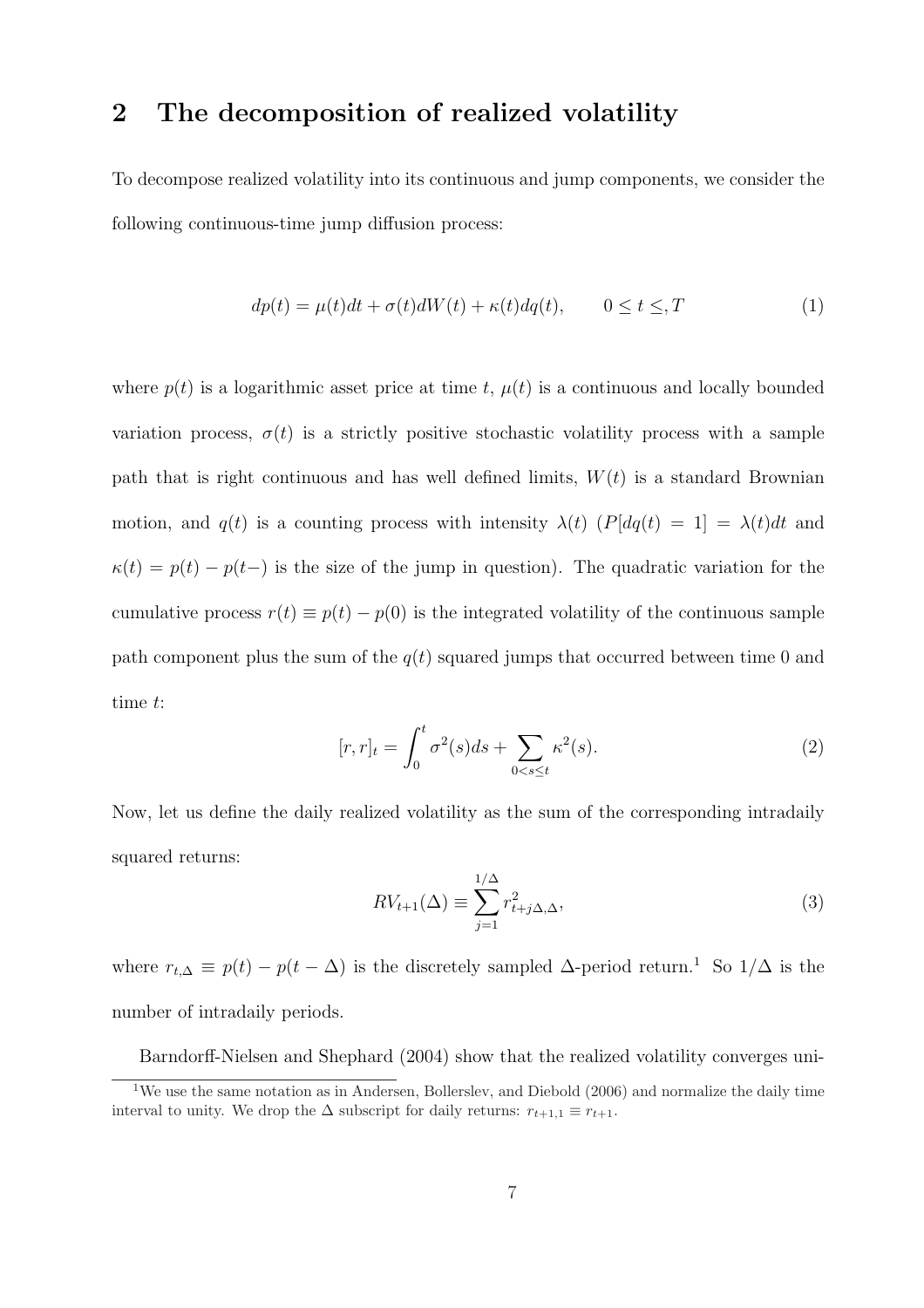## 2 The decomposition of realized volatility

To decompose realized volatility into its continuous and jump components, we consider the following continuous-time jump diffusion process:

$$dp(t) = \mu(t)dt + \sigma(t)dW(t) + \kappa(t)dq(t), \qquad 0 \leq t \leq, T \tag{1}$$

where $p(t)$ is a logarithmic asset price at time $t$, $\mu(t)$ is a continuous and locally bounded variation process, $\sigma(t)$ is a strictly positive stochastic volatility process with a sample path that is right continuous and has well defined limits, $W(t)$ is a standard Brownian motion, and $q(t)$ is a counting process with intensity $\lambda(t)$ ($P[dq(t) = 1] = \lambda(t)dt$ and $\kappa(t) = p(t) - p(t-)$ is the size of the jump in question). The quadratic variation for the cumulative process $r(t) \equiv p(t) - p(0)$ is the integrated volatility of the continuous sample path component plus the sum of the $q(t)$ squared jumps that occurred between time 0 and time $t$:

$$[r, r]_t = \int_0^t \sigma^2(s)ds + \sum_{0<s\leq t} \kappa^2(s). \tag{2}$$

Now, let us define the daily realized volatility as the sum of the corresponding intradaily squared returns:

$$RV_{t+1}(\Delta) \equiv \sum_{j=1}^{1/\Delta} r^2_{t+j\Delta,\Delta}, \tag{3}$$

where $r_{t,\Delta} \equiv p(t) - p(t - \Delta)$ is the discretely sampled $\Delta$-period return.[1] So $1/\Delta$ is the number of intradaily periods.

Barndorff-Nielsen and Shephard (2004) show that the realized volatility converges uni-

[1] We use the same notation as in Andersen, Bollerslev, and Diebold (2006) and normalize the daily time interval to unity. We drop the $\Delta$ subscript for daily returns: $r_{t+1,1} \equiv r_{t+1}$.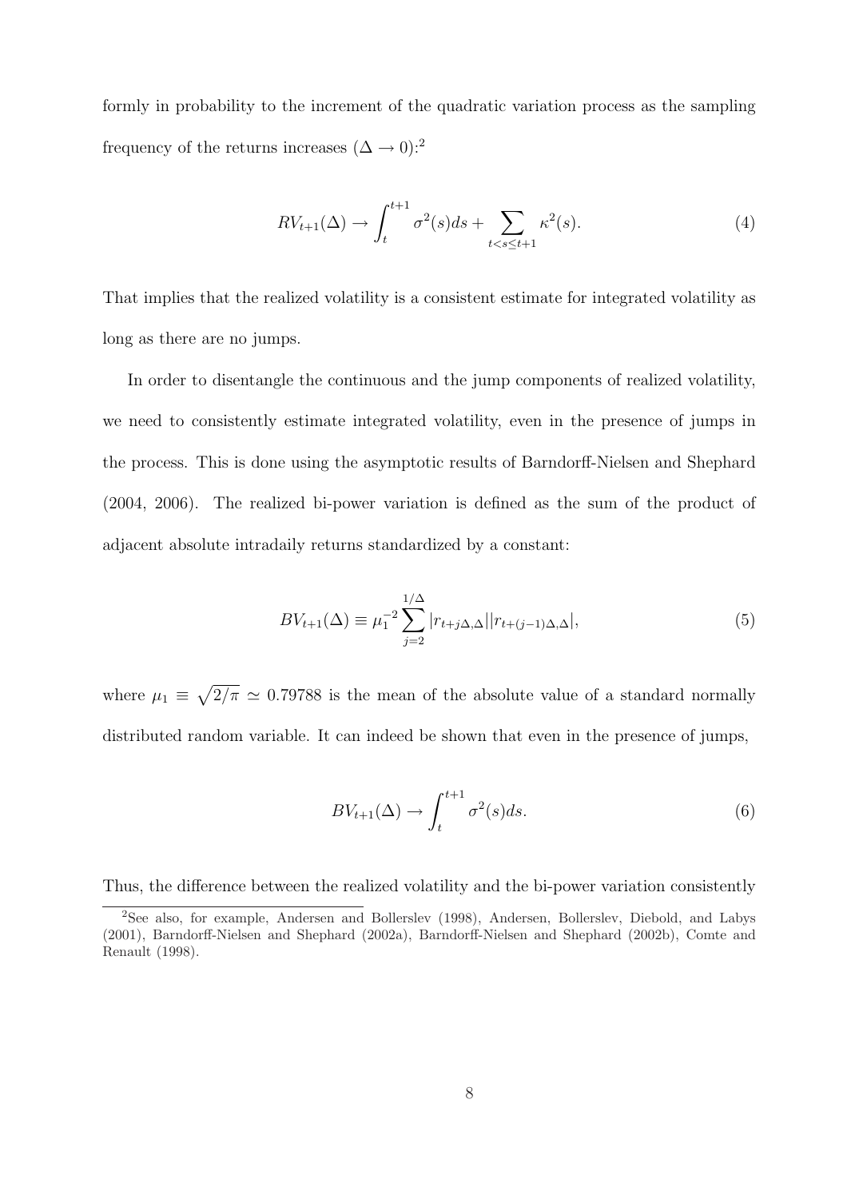formly in probability to the increment of the quadratic variation process as the sampling frequency of the returns increases ($\Delta \to 0$):[2]

$$RV_{t+1}(\Delta) \to \int_t^{t+1} \sigma^2(s)ds + \sum_{t<s\leq t+1} \kappa^2(s). \tag{4}$$

That implies that the realized volatility is a consistent estimate for integrated volatility as long as there are no jumps.

In order to disentangle the continuous and the jump components of realized volatility, we need to consistently estimate integrated volatility, even in the presence of jumps in the process. This is done using the asymptotic results of Barndorff-Nielsen and Shephard (2004, 2006). The realized bi-power variation is defined as the sum of the product of adjacent absolute intradaily returns standardized by a constant:

$$BV_{t+1}(\Delta) \equiv \mu_1^{-2} \sum_{j=2}^{1/\Delta} |r_{t+j\Delta,\Delta}||r_{t+(j-1)\Delta,\Delta}|, \tag{5}$$

where $\mu_1 \equiv \sqrt{2/\pi} \simeq 0.79788$ is the mean of the absolute value of a standard normally distributed random variable. It can indeed be shown that even in the presence of jumps,

$$BV_{t+1}(\Delta) \to \int_t^{t+1} \sigma^2(s)ds. \tag{6}$$

Thus, the difference between the realized volatility and the bi-power variation consistently

[2]See also, for example, Andersen and Bollerslev (1998), Andersen, Bollerslev, Diebold, and Labys (2001), Barndorff-Nielsen and Shephard (2002a), Barndorff-Nielsen and Shephard (2002b), Comte and Renault (1998).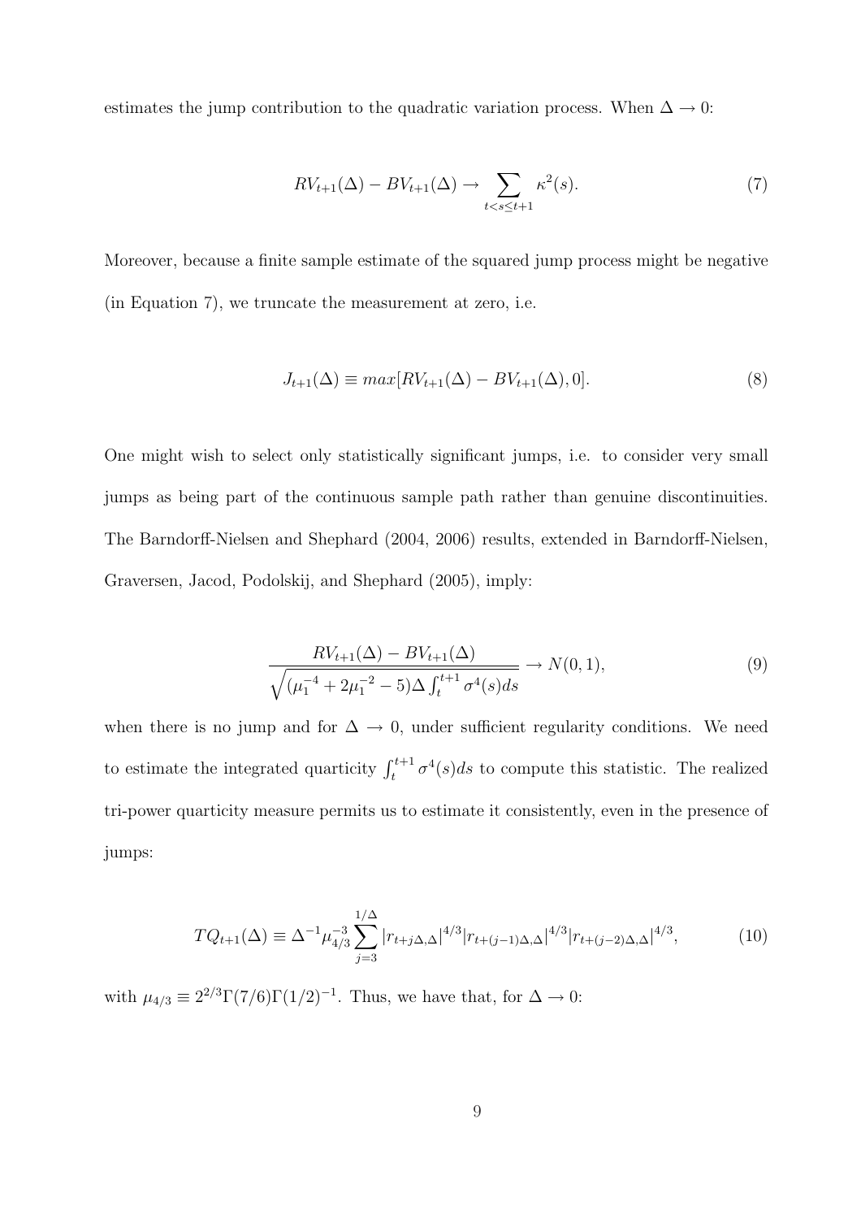estimates the jump contribution to the quadratic variation process. When $\Delta \to 0$:

$$
RV_{t+1}(\Delta) - BV_{t+1}(\Delta) \to \sum_{t<s\leq t+1} \kappa^2(s). \tag{7}
$$

Moreover, because a finite sample estimate of the squared jump process might be negative (in Equation 7), we truncate the measurement at zero, i.e.

$$
J_{t+1}(\Delta) \equiv max[RV_{t+1}(\Delta) - BV_{t+1}(\Delta), 0]. \tag{8}
$$

One might wish to select only statistically significant jumps, i.e. to consider very small jumps as being part of the continuous sample path rather than genuine discontinuities. The Barndorff-Nielsen and Shephard (2004, 2006) results, extended in Barndorff-Nielsen, Graversen, Jacod, Podolskij, and Shephard (2005), imply:

$$
\frac{RV_{t+1}(\Delta) - BV_{t+1}(\Delta)}{\sqrt{(\mu_1^{-4} + 2\mu_1^{-2} - 5)\Delta \int_t^{t+1} \sigma^4(s)ds}} \to N(0,1), \tag{9}
$$

when there is no jump and for $\Delta \to 0$, under sufficient regularity conditions. We need to estimate the integrated quarticity $\int_t^{t+1} \sigma^4(s)ds$ to compute this statistic. The realized tri-power quarticity measure permits us to estimate it consistently, even in the presence of jumps:

$$
TQ_{t+1}(\Delta) \equiv \Delta^{-1}\mu_{4/3}^{-3} \sum_{j=3}^{1/\Delta} |r_{t+j\Delta,\Delta}|^{4/3} |r_{t+(j-1)\Delta,\Delta}|^{4/3} |r_{t+(j-2)\Delta,\Delta}|^{4/3}, \tag{10}
$$

with $\mu_{4/3} \equiv 2^{2/3}\Gamma(7/6)\Gamma(1/2)^{-1}$. Thus, we have that, for $\Delta \to 0$: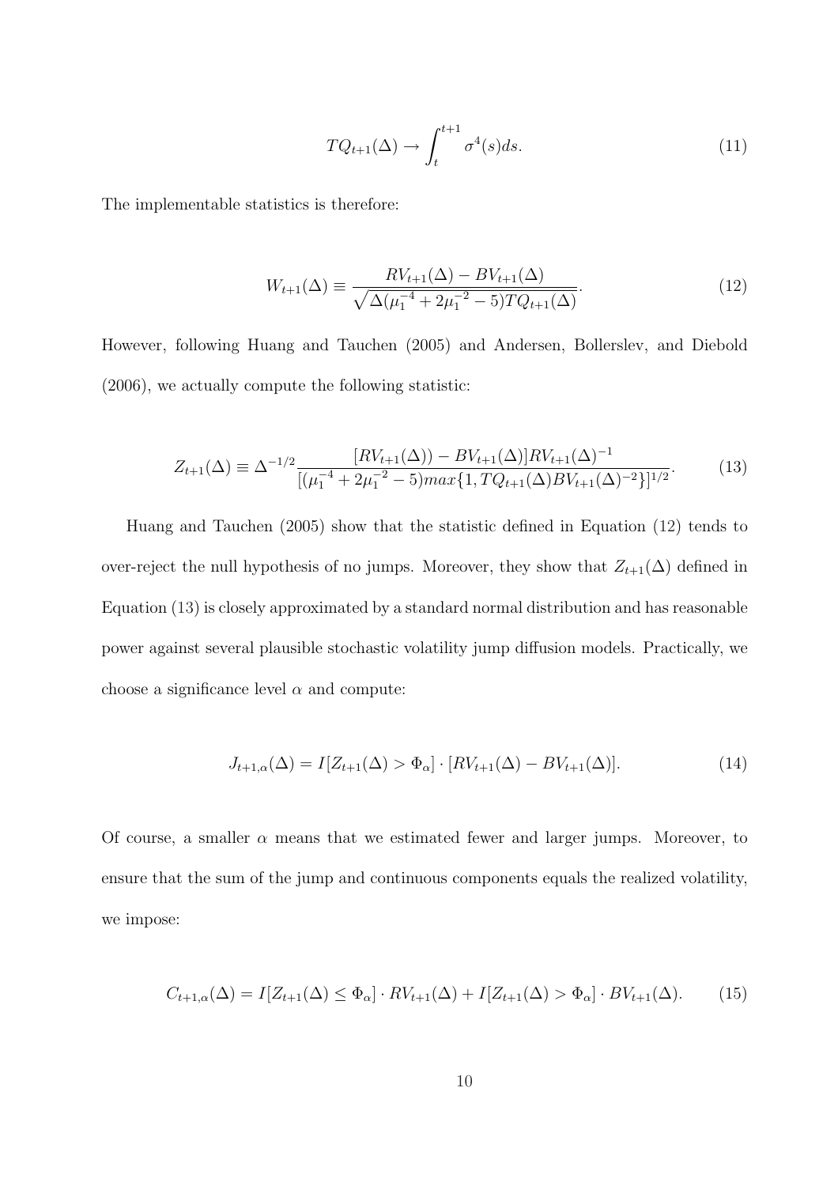$$TQ_{t+1}(\Delta) \rightarrow \int_{t}^{t+1} \sigma^4(s)ds. \tag{11}$$

The implementable statistics is therefore:

$$W_{t+1}(\Delta) \equiv \frac{RV_{t+1}(\Delta) - BV_{t+1}(\Delta)}{\sqrt{\Delta(\mu_1^{-4} + 2\mu_1^{-2} - 5)TQ_{t+1}(\Delta)}}. \tag{12}$$

However, following Huang and Tauchen (2005) and Andersen, Bollerslev, and Diebold (2006), we actually compute the following statistic:

$$Z_{t+1}(\Delta) \equiv \Delta^{-1/2} \frac{[RV_{t+1}(\Delta)) - BV_{t+1}(\Delta)]RV_{t+1}(\Delta)^{-1}}{[(\mu_1^{-4} + 2\mu_1^{-2} - 5)max\{1, TQ_{t+1}(\Delta)BV_{t+1}(\Delta)^{-2}\}]^{1/2}}. \tag{13}$$

Huang and Tauchen (2005) show that the statistic defined in Equation (12) tends to over-reject the null hypothesis of no jumps. Moreover, they show that $Z_{t+1}(\Delta)$ defined in Equation (13) is closely approximated by a standard normal distribution and has reasonable power against several plausible stochastic volatility jump diffusion models. Practically, we choose a significance level $\alpha$ and compute:

$$J_{t+1,\alpha}(\Delta) = I[Z_{t+1}(\Delta) > \Phi_\alpha] \cdot [RV_{t+1}(\Delta) - BV_{t+1}(\Delta)]. \tag{14}$$

Of course, a smaller $\alpha$ means that we estimated fewer and larger jumps. Moreover, to ensure that the sum of the jump and continuous components equals the realized volatility, we impose:

$$C_{t+1,\alpha}(\Delta) = I[Z_{t+1}(\Delta) \leq \Phi_\alpha] \cdot RV_{t+1}(\Delta) + I[Z_{t+1}(\Delta) > \Phi_\alpha] \cdot BV_{t+1}(\Delta). \tag{15}$$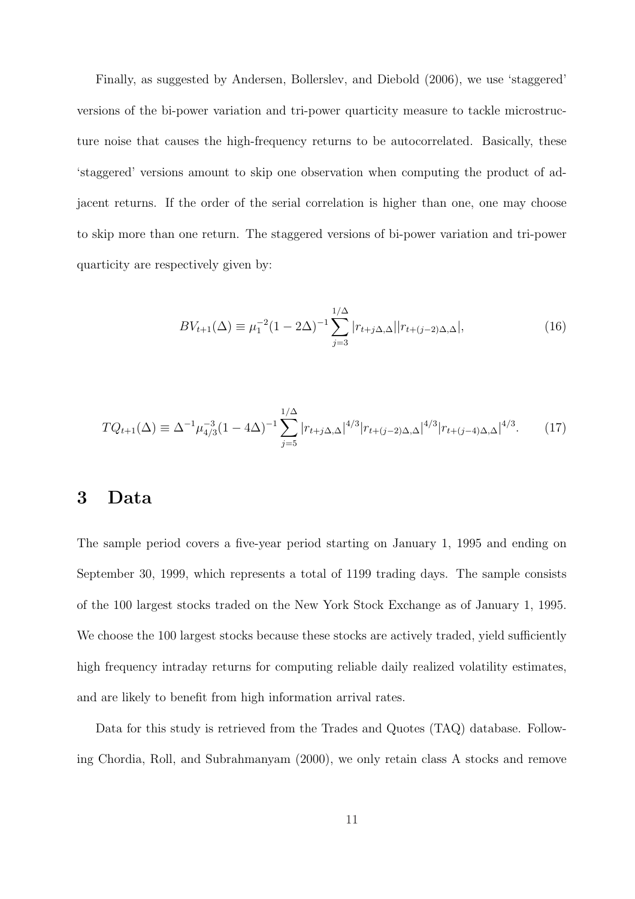Finally, as suggested by Andersen, Bollerslev, and Diebold (2006), we use 'staggered' versions of the bi-power variation and tri-power quarticity measure to tackle microstructure noise that causes the high-frequency returns to be autocorrelated. Basically, these 'staggered' versions amount to skip one observation when computing the product of adjacent returns. If the order of the serial correlation is higher than one, one may choose to skip more than one return. The staggered versions of bi-power variation and tri-power quarticity are respectively given by:

$$BV_{t+1}(\Delta) \equiv \mu_1^{-2}(1-2\Delta)^{-1} \sum_{j=3}^{1/\Delta} |r_{t+j\Delta,\Delta}||r_{t+(j-2)\Delta,\Delta}|, \tag{16}$$

$$TQ_{t+1}(\Delta) \equiv \Delta^{-1}\mu_{4/3}^{-3}(1-4\Delta)^{-1} \sum_{j=5}^{1/\Delta} |r_{t+j\Delta,\Delta}|^{4/3}|r_{t+(j-2)\Delta,\Delta}|^{4/3}|r_{t+(j-4)\Delta,\Delta}|^{4/3}. \tag{17}$$

# 3 Data

The sample period covers a five-year period starting on January 1, 1995 and ending on September 30, 1999, which represents a total of 1199 trading days. The sample consists of the 100 largest stocks traded on the New York Stock Exchange as of January 1, 1995. We choose the 100 largest stocks because these stocks are actively traded, yield sufficiently high frequency intraday returns for computing reliable daily realized volatility estimates, and are likely to benefit from high information arrival rates.

Data for this study is retrieved from the Trades and Quotes (TAQ) database. Following Chordia, Roll, and Subrahmanyam (2000), we only retain class A stocks and remove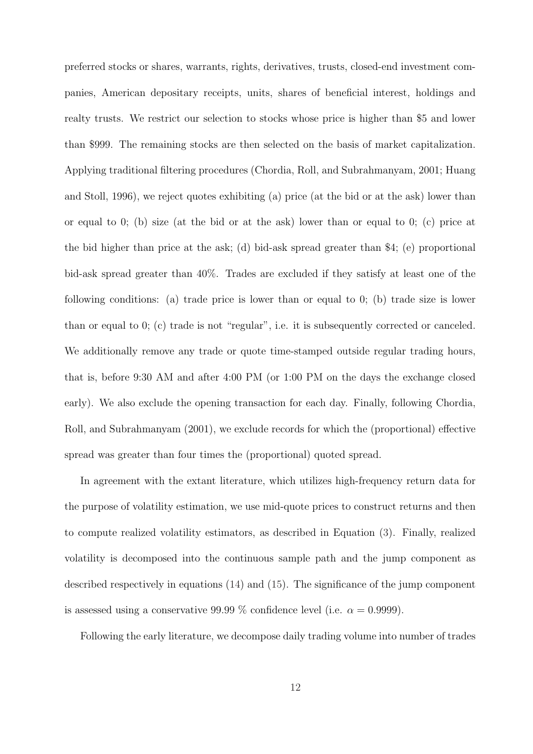preferred stocks or shares, warrants, rights, derivatives, trusts, closed-end investment companies, American depositary receipts, units, shares of beneficial interest, holdings and realty trusts. We restrict our selection to stocks whose price is higher than \$5 and lower than \$999. The remaining stocks are then selected on the basis of market capitalization. Applying traditional filtering procedures (Chordia, Roll, and Subrahmanyam, 2001; Huang and Stoll, 1996), we reject quotes exhibiting (a) price (at the bid or at the ask) lower than or equal to 0; (b) size (at the bid or at the ask) lower than or equal to 0; (c) price at the bid higher than price at the ask; (d) bid-ask spread greater than \$4; (e) proportional bid-ask spread greater than 40%. Trades are excluded if they satisfy at least one of the following conditions: (a) trade price is lower than or equal to 0; (b) trade size is lower than or equal to 0; (c) trade is not "regular", i.e. it is subsequently corrected or canceled. We additionally remove any trade or quote time-stamped outside regular trading hours, that is, before 9:30 AM and after 4:00 PM (or 1:00 PM on the days the exchange closed early). We also exclude the opening transaction for each day. Finally, following Chordia, Roll, and Subrahmanyam (2001), we exclude records for which the (proportional) effective spread was greater than four times the (proportional) quoted spread.

In agreement with the extant literature, which utilizes high-frequency return data for the purpose of volatility estimation, we use mid-quote prices to construct returns and then to compute realized volatility estimators, as described in Equation (3). Finally, realized volatility is decomposed into the continuous sample path and the jump component as described respectively in equations (14) and (15). The significance of the jump component is assessed using a conservative 99.99 % confidence level (i.e. $\alpha = 0.9999$).

Following the early literature, we decompose daily trading volume into number of trades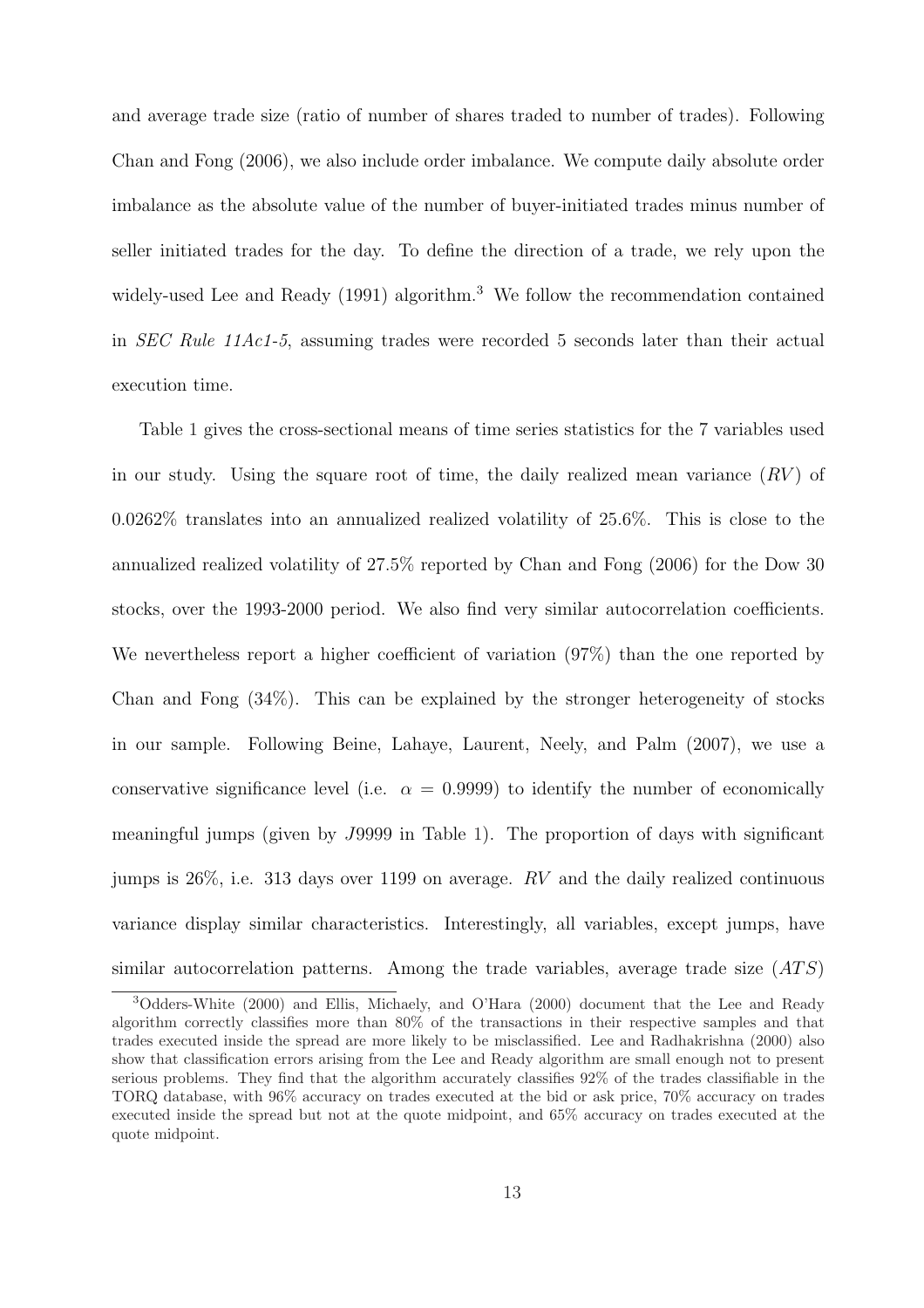and average trade size (ratio of number of shares traded to number of trades). Following Chan and Fong (2006), we also include order imbalance. We compute daily absolute order imbalance as the absolute value of the number of buyer-initiated trades minus number of seller initiated trades for the day. To define the direction of a trade, we rely upon the widely-used Lee and Ready (1991) algorithm.[3] We follow the recommendation contained in *SEC Rule 11Ac1-5*, assuming trades were recorded 5 seconds later than their actual execution time.

Table 1 gives the cross-sectional means of time series statistics for the 7 variables used in our study. Using the square root of time, the daily realized mean variance ($RV$) of 0.0262% translates into an annualized realized volatility of 25.6%. This is close to the annualized realized volatility of 27.5% reported by Chan and Fong (2006) for the Dow 30 stocks, over the 1993-2000 period. We also find very similar autocorrelation coefficients. We nevertheless report a higher coefficient of variation (97%) than the one reported by Chan and Fong (34%). This can be explained by the stronger heterogeneity of stocks in our sample. Following Beine, Lahaye, Laurent, Neely, and Palm (2007), we use a conservative significance level (i.e. $\alpha = 0.9999$) to identify the number of economically meaningful jumps (given by $J9999$ in Table 1). The proportion of days with significant jumps is 26%, i.e. 313 days over 1199 on average. $RV$ and the daily realized continuous variance display similar characteristics. Interestingly, all variables, except jumps, have similar autocorrelation patterns. Among the trade variables, average trade size ($ATS$)

[3] Odders-White (2000) and Ellis, Michaely, and O'Hara (2000) document that the Lee and Ready algorithm correctly classifies more than 80% of the transactions in their respective samples and that trades executed inside the spread are more likely to be misclassified. Lee and Radhakrishna (2000) also show that classification errors arising from the Lee and Ready algorithm are small enough not to present serious problems. They find that the algorithm accurately classifies 92% of the trades classifiable in the TORQ database, with 96% accuracy on trades executed at the bid or ask price, 70% accuracy on trades executed inside the spread but not at the quote midpoint, and 65% accuracy on trades executed at the quote midpoint.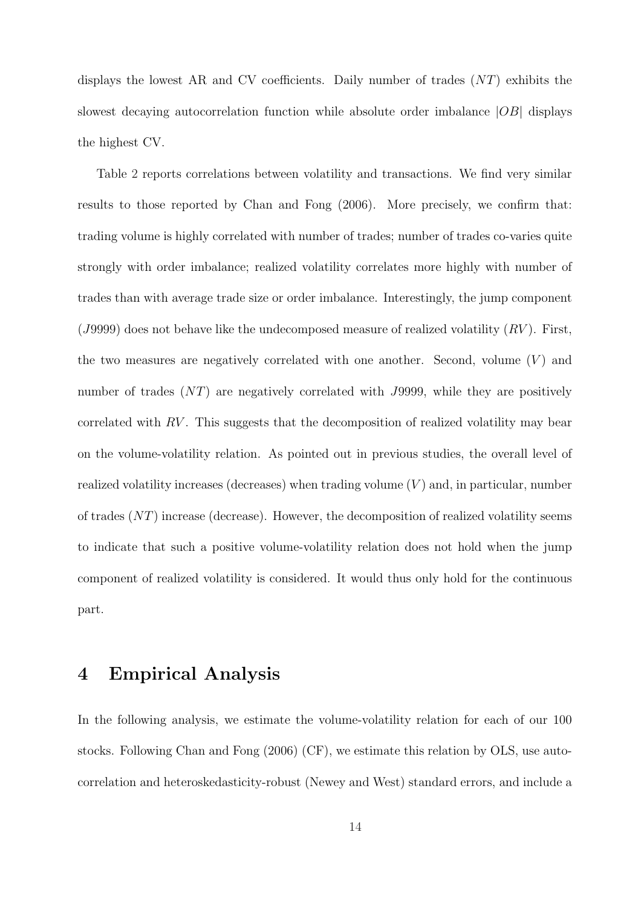displays the lowest AR and CV coefficients. Daily number of trades ($NT$) exhibits the slowest decaying autocorrelation function while absolute order imbalance $|OB|$ displays the highest CV.

Table 2 reports correlations between volatility and transactions. We find very similar results to those reported by Chan and Fong (2006). More precisely, we confirm that: trading volume is highly correlated with number of trades; number of trades co-varies quite strongly with order imbalance; realized volatility correlates more highly with number of trades than with average trade size or order imbalance. Interestingly, the jump component ($J9999$) does not behave like the undecomposed measure of realized volatility ($RV$). First, the two measures are negatively correlated with one another. Second, volume ($V$) and number of trades ($NT$) are negatively correlated with $J9999$, while they are positively correlated with $RV$. This suggests that the decomposition of realized volatility may bear on the volume-volatility relation. As pointed out in previous studies, the overall level of realized volatility increases (decreases) when trading volume ($V$) and, in particular, number of trades ($NT$) increase (decrease). However, the decomposition of realized volatility seems to indicate that such a positive volume-volatility relation does not hold when the jump component of realized volatility is considered. It would thus only hold for the continuous part.

# 4 Empirical Analysis

In the following analysis, we estimate the volume-volatility relation for each of our 100 stocks. Following Chan and Fong (2006) (CF), we estimate this relation by OLS, use autocorrelation and heteroskedasticity-robust (Newey and West) standard errors, and include a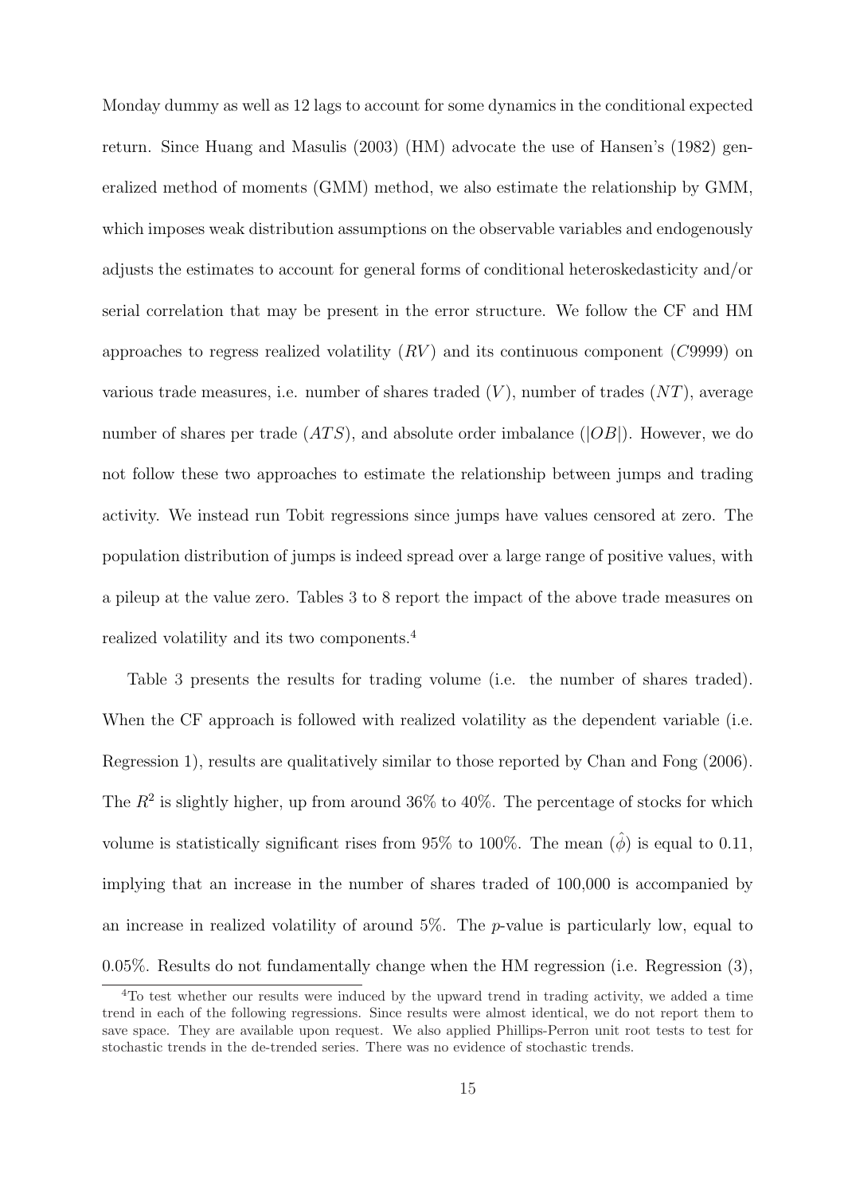Monday dummy as well as 12 lags to account for some dynamics in the conditional expected return. Since Huang and Masulis (2003) (HM) advocate the use of Hansen's (1982) generalized method of moments (GMM) method, we also estimate the relationship by GMM, which imposes weak distribution assumptions on the observable variables and endogenously adjusts the estimates to account for general forms of conditional heteroskedasticity and/or serial correlation that may be present in the error structure. We follow the CF and HM approaches to regress realized volatility ($RV$) and its continuous component ($C9999$) on various trade measures, i.e. number of shares traded ($V$), number of trades ($NT$), average number of shares per trade ($ATS$), and absolute order imbalance ($|OB|$). However, we do not follow these two approaches to estimate the relationship between jumps and trading activity. We instead run Tobit regressions since jumps have values censored at zero. The population distribution of jumps is indeed spread over a large range of positive values, with a pileup at the value zero. Tables 3 to 8 report the impact of the above trade measures on realized volatility and its two components.[4]

Table 3 presents the results for trading volume (i.e. the number of shares traded). When the CF approach is followed with realized volatility as the dependent variable (i.e. Regression 1), results are qualitatively similar to those reported by Chan and Fong (2006). The $R^2$ is slightly higher, up from around 36% to 40%. The percentage of stocks for which volume is statistically significant rises from 95% to 100%. The mean ($\hat{\phi}$) is equal to 0.11, implying that an increase in the number of shares traded of 100,000 is accompanied by an increase in realized volatility of around 5%. The $p$-value is particularly low, equal to 0.05%. Results do not fundamentally change when the HM regression (i.e. Regression (3),

[4]To test whether our results were induced by the upward trend in trading activity, we added a time trend in each of the following regressions. Since results were almost identical, we do not report them to save space. They are available upon request. We also applied Phillips-Perron unit root tests to test for stochastic trends in the de-trended series. There was no evidence of stochastic trends.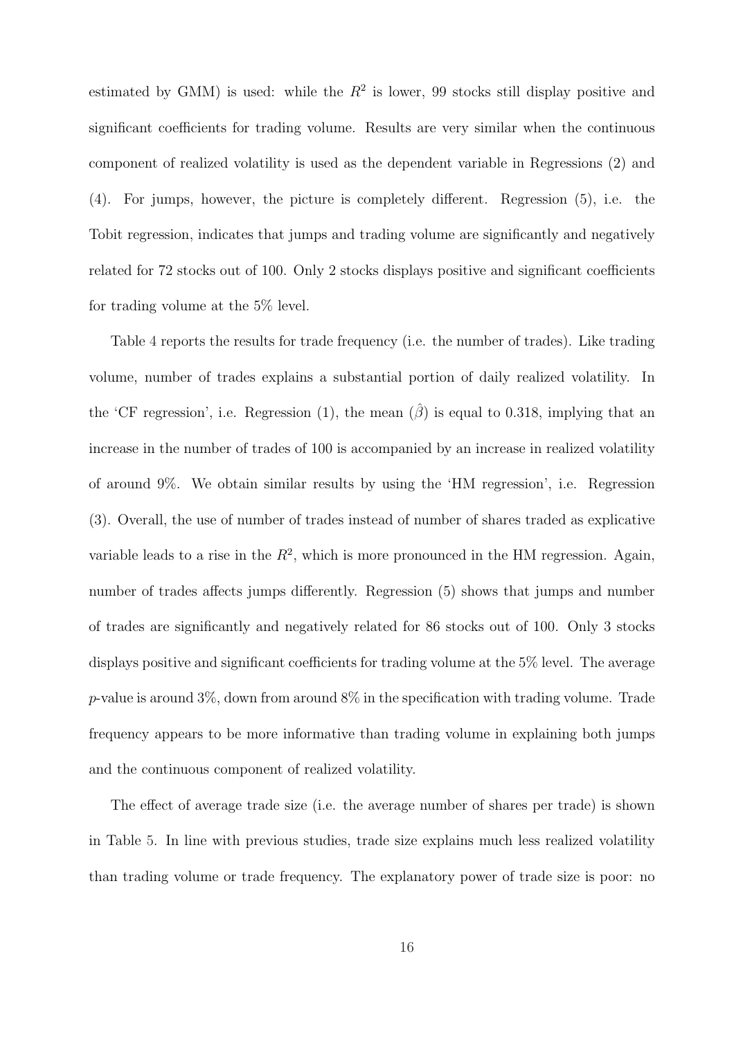estimated by GMM) is used: while the $R^2$ is lower, 99 stocks still display positive and significant coefficients for trading volume. Results are very similar when the continuous component of realized volatility is used as the dependent variable in Regressions (2) and (4). For jumps, however, the picture is completely different. Regression (5), i.e. the Tobit regression, indicates that jumps and trading volume are significantly and negatively related for 72 stocks out of 100. Only 2 stocks displays positive and significant coefficients for trading volume at the 5% level.

Table 4 reports the results for trade frequency (i.e. the number of trades). Like trading volume, number of trades explains a substantial portion of daily realized volatility. In the 'CF regression', i.e. Regression (1), the mean $(\hat{\beta})$ is equal to 0.318, implying that an increase in the number of trades of 100 is accompanied by an increase in realized volatility of around 9%. We obtain similar results by using the 'HM regression', i.e. Regression (3). Overall, the use of number of trades instead of number of shares traded as explicative variable leads to a rise in the $R^2$, which is more pronounced in the HM regression. Again, number of trades affects jumps differently. Regression (5) shows that jumps and number of trades are significantly and negatively related for 86 stocks out of 100. Only 3 stocks displays positive and significant coefficients for trading volume at the 5% level. The average $p$-value is around 3%, down from around 8% in the specification with trading volume. Trade frequency appears to be more informative than trading volume in explaining both jumps and the continuous component of realized volatility.

The effect of average trade size (i.e. the average number of shares per trade) is shown in Table 5. In line with previous studies, trade size explains much less realized volatility than trading volume or trade frequency. The explanatory power of trade size is poor: no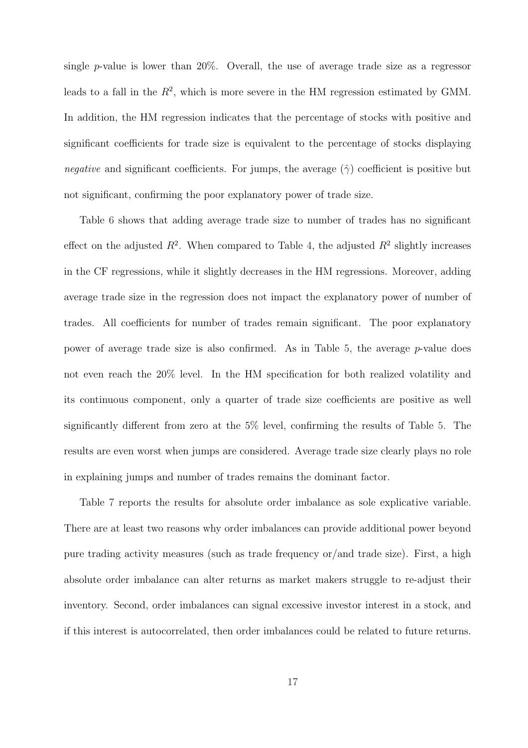single $p$-value is lower than 20%. Overall, the use of average trade size as a regressor leads to a fall in the $R^2$, which is more severe in the HM regression estimated by GMM. In addition, the HM regression indicates that the percentage of stocks with positive and significant coefficients for trade size is equivalent to the percentage of stocks displaying *negative* and significant coefficients. For jumps, the average ($\hat{\gamma}$) coefficient is positive but not significant, confirming the poor explanatory power of trade size.

Table 6 shows that adding average trade size to number of trades has no significant effect on the adjusted $R^2$. When compared to Table 4, the adjusted $R^2$ slightly increases in the CF regressions, while it slightly decreases in the HM regressions. Moreover, adding average trade size in the regression does not impact the explanatory power of number of trades. All coefficients for number of trades remain significant. The poor explanatory power of average trade size is also confirmed. As in Table 5, the average $p$-value does not even reach the 20% level. In the HM specification for both realized volatility and its continuous component, only a quarter of trade size coefficients are positive as well significantly different from zero at the 5% level, confirming the results of Table 5. The results are even worst when jumps are considered. Average trade size clearly plays no role in explaining jumps and number of trades remains the dominant factor.

Table 7 reports the results for absolute order imbalance as sole explicative variable. There are at least two reasons why order imbalances can provide additional power beyond pure trading activity measures (such as trade frequency or/and trade size). First, a high absolute order imbalance can alter returns as market makers struggle to re-adjust their inventory. Second, order imbalances can signal excessive investor interest in a stock, and if this interest is autocorrelated, then order imbalances could be related to future returns.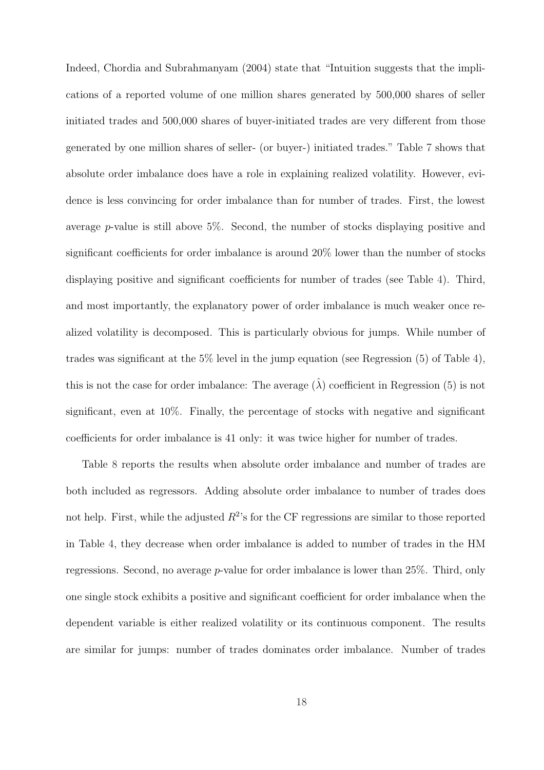Indeed, Chordia and Subrahmanyam (2004) state that "Intuition suggests that the implications of a reported volume of one million shares generated by 500,000 shares of seller initiated trades and 500,000 shares of buyer-initiated trades are very different from those generated by one million shares of seller- (or buyer-) initiated trades." Table 7 shows that absolute order imbalance does have a role in explaining realized volatility. However, evidence is less convincing for order imbalance than for number of trades. First, the lowest average *p*-value is still above 5%. Second, the number of stocks displaying positive and significant coefficients for order imbalance is around 20% lower than the number of stocks displaying positive and significant coefficients for number of trades (see Table 4). Third, and most importantly, the explanatory power of order imbalance is much weaker once realized volatility is decomposed. This is particularly obvious for jumps. While number of trades was significant at the 5% level in the jump equation (see Regression (5) of Table 4), this is not the case for order imbalance: The average $(\hat{\lambda})$ coefficient in Regression (5) is not significant, even at 10%. Finally, the percentage of stocks with negative and significant coefficients for order imbalance is 41 only: it was twice higher for number of trades.

Table 8 reports the results when absolute order imbalance and number of trades are both included as regressors. Adding absolute order imbalance to number of trades does not help. First, while the adjusted $R^2$'s for the CF regressions are similar to those reported in Table 4, they decrease when order imbalance is added to number of trades in the HM regressions. Second, no average *p*-value for order imbalance is lower than 25%. Third, only one single stock exhibits a positive and significant coefficient for order imbalance when the dependent variable is either realized volatility or its continuous component. The results are similar for jumps: number of trades dominates order imbalance. Number of trades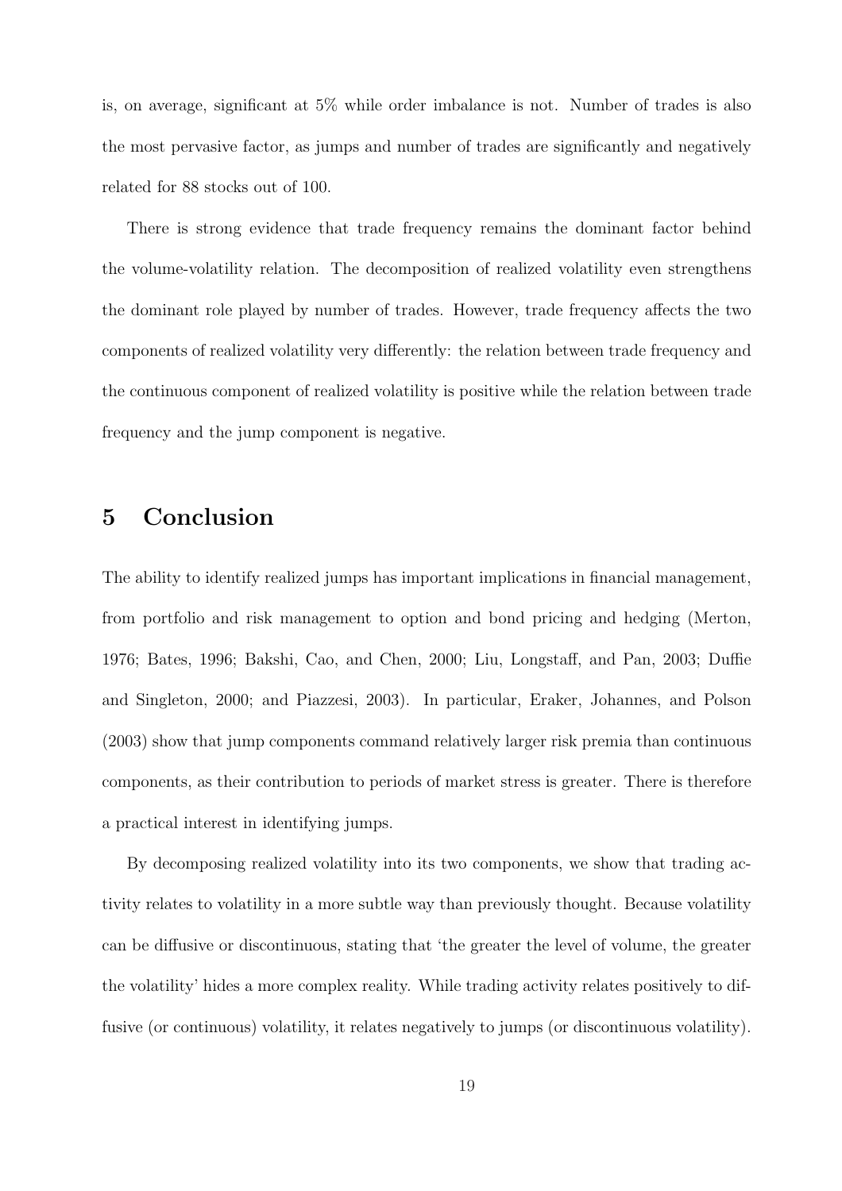is, on average, significant at 5% while order imbalance is not. Number of trades is also the most pervasive factor, as jumps and number of trades are significantly and negatively related for 88 stocks out of 100.

There is strong evidence that trade frequency remains the dominant factor behind the volume-volatility relation. The decomposition of realized volatility even strengthens the dominant role played by number of trades. However, trade frequency affects the two components of realized volatility very differently: the relation between trade frequency and the continuous component of realized volatility is positive while the relation between trade frequency and the jump component is negative.

# 5 Conclusion

The ability to identify realized jumps has important implications in financial management, from portfolio and risk management to option and bond pricing and hedging (Merton, 1976; Bates, 1996; Bakshi, Cao, and Chen, 2000; Liu, Longstaff, and Pan, 2003; Duffie and Singleton, 2000; and Piazzesi, 2003). In particular, Eraker, Johannes, and Polson (2003) show that jump components command relatively larger risk premia than continuous components, as their contribution to periods of market stress is greater. There is therefore a practical interest in identifying jumps.

By decomposing realized volatility into its two components, we show that trading activity relates to volatility in a more subtle way than previously thought. Because volatility can be diffusive or discontinuous, stating that 'the greater the level of volume, the greater the volatility' hides a more complex reality. While trading activity relates positively to diffusive (or continuous) volatility, it relates negatively to jumps (or discontinuous volatility).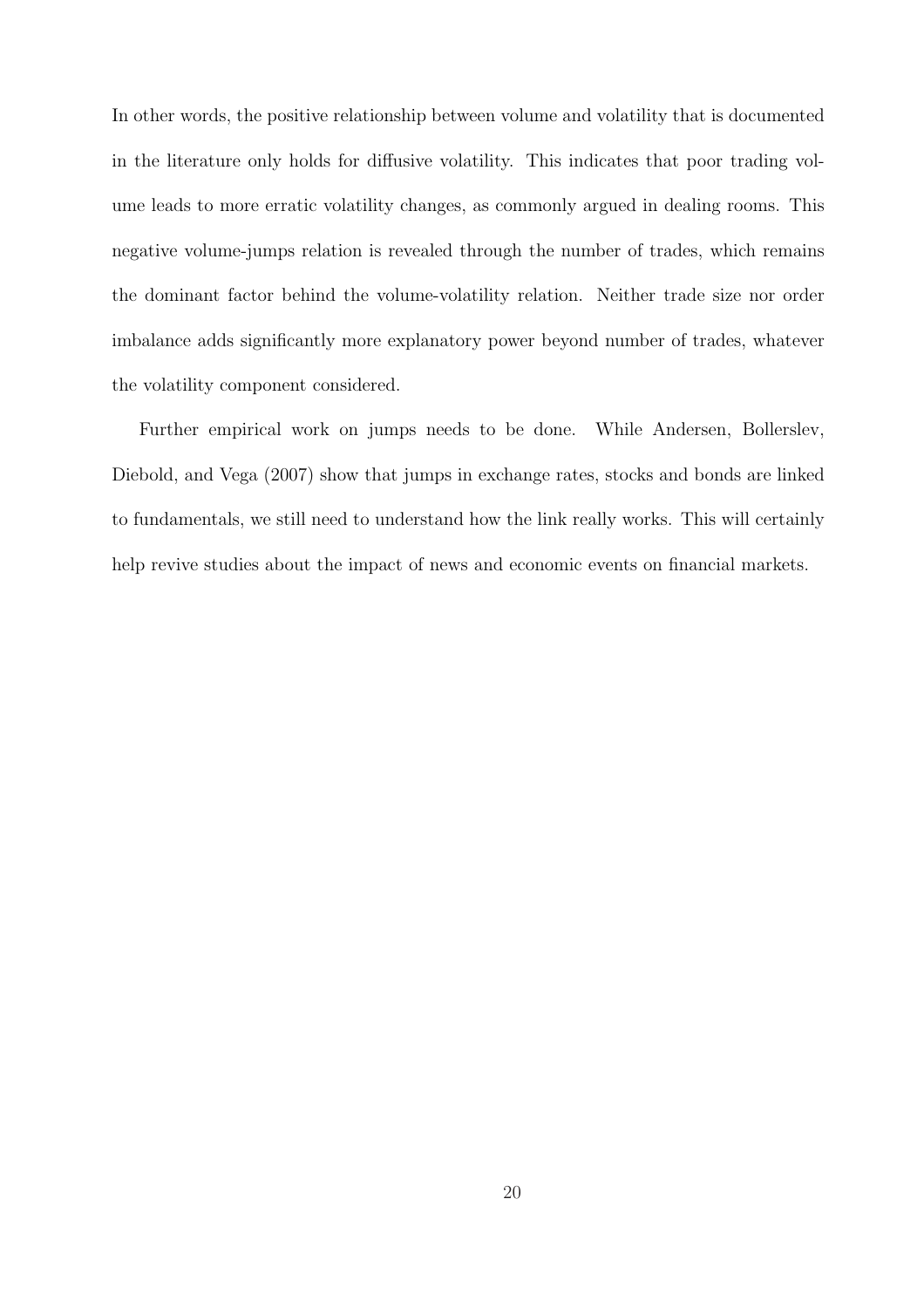In other words, the positive relationship between volume and volatility that is documented in the literature only holds for diffusive volatility. This indicates that poor trading volume leads to more erratic volatility changes, as commonly argued in dealing rooms. This negative volume-jumps relation is revealed through the number of trades, which remains the dominant factor behind the volume-volatility relation. Neither trade size nor order imbalance adds significantly more explanatory power beyond number of trades, whatever the volatility component considered.

Further empirical work on jumps needs to be done. While Andersen, Bollerslev, Diebold, and Vega (2007) show that jumps in exchange rates, stocks and bonds are linked to fundamentals, we still need to understand how the link really works. This will certainly help revive studies about the impact of news and economic events on financial markets.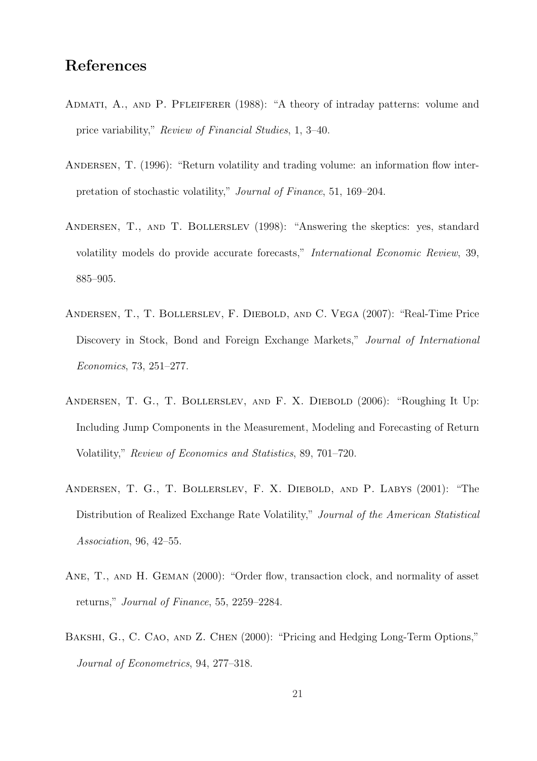## References

Admati, A., and P. Pfleiferer (1988): "A theory of intraday patterns: volume and price variability," *Review of Financial Studies*, 1, 3–40.

Andersen, T. (1996): "Return volatility and trading volume: an information flow interpretation of stochastic volatility," *Journal of Finance*, 51, 169–204.

Andersen, T., and T. Bollerslev (1998): "Answering the skeptics: yes, standard volatility models do provide accurate forecasts," *International Economic Review*, 39, 885–905.

Andersen, T., T. Bollerslev, F. Diebold, and C. Vega (2007): "Real-Time Price Discovery in Stock, Bond and Foreign Exchange Markets," *Journal of International Economics*, 73, 251–277.

Andersen, T. G., T. Bollerslev, and F. X. Diebold (2006): "Roughing It Up: Including Jump Components in the Measurement, Modeling and Forecasting of Return Volatility," *Review of Economics and Statistics*, 89, 701–720.

Andersen, T. G., T. Bollerslev, F. X. Diebold, and P. Labys (2001): "The Distribution of Realized Exchange Rate Volatility," *Journal of the American Statistical Association*, 96, 42–55.

Ane, T., and H. Geman (2000): "Order flow, transaction clock, and normality of asset returns," *Journal of Finance*, 55, 2259–2284.

Bakshi, G., C. Cao, and Z. Chen (2000): "Pricing and Hedging Long-Term Options," *Journal of Econometrics*, 94, 277–318.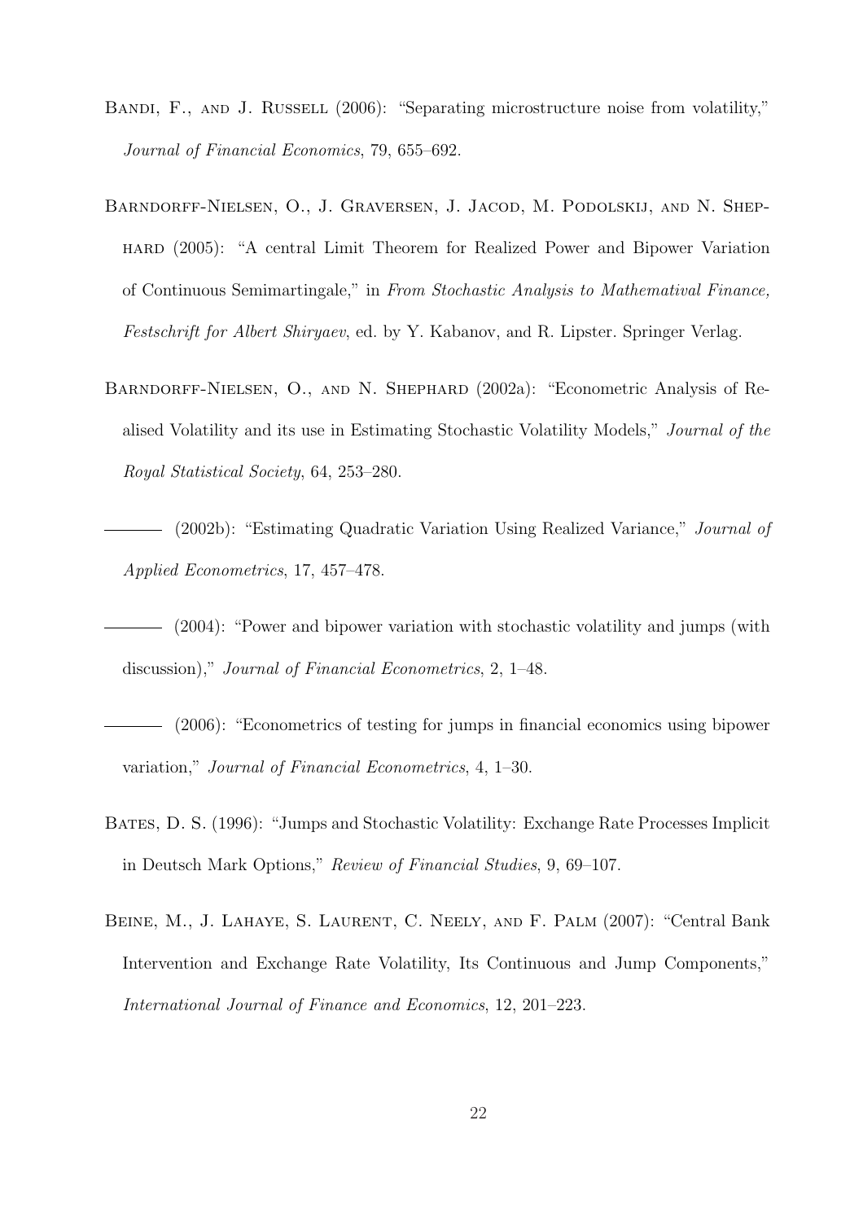Bandi, F., and J. Russell (2006): "Separating microstructure noise from volatility," *Journal of Financial Economics*, 79, 655–692.

Barndorff-Nielsen, O., J. Graversen, J. Jacod, M. Podolskij, and N. Shephard (2005): "A central Limit Theorem for Realized Power and Bipower Variation of Continuous Semimartingale," in *From Stochastic Analysis to Mathematival Finance, Festschrift for Albert Shiryaev*, ed. by Y. Kabanov, and R. Lipster. Springer Verlag.

Barndorff-Nielsen, O., and N. Shephard (2002a): "Econometric Analysis of Realised Volatility and its use in Estimating Stochastic Volatility Models," *Journal of the Royal Statistical Society*, 64, 253–280.

——— (2002b): "Estimating Quadratic Variation Using Realized Variance," *Journal of Applied Econometrics*, 17, 457–478.

——— (2004): "Power and bipower variation with stochastic volatility and jumps (with discussion)," *Journal of Financial Econometrics*, 2, 1–48.

——— (2006): "Econometrics of testing for jumps in financial economics using bipower variation," *Journal of Financial Econometrics*, 4, 1–30.

Bates, D. S. (1996): "Jumps and Stochastic Volatility: Exchange Rate Processes Implicit in Deutsch Mark Options," *Review of Financial Studies*, 9, 69–107.

Beine, M., J. Lahaye, S. Laurent, C. Neely, and F. Palm (2007): "Central Bank Intervention and Exchange Rate Volatility, Its Continuous and Jump Components," *International Journal of Finance and Economics*, 12, 201–223.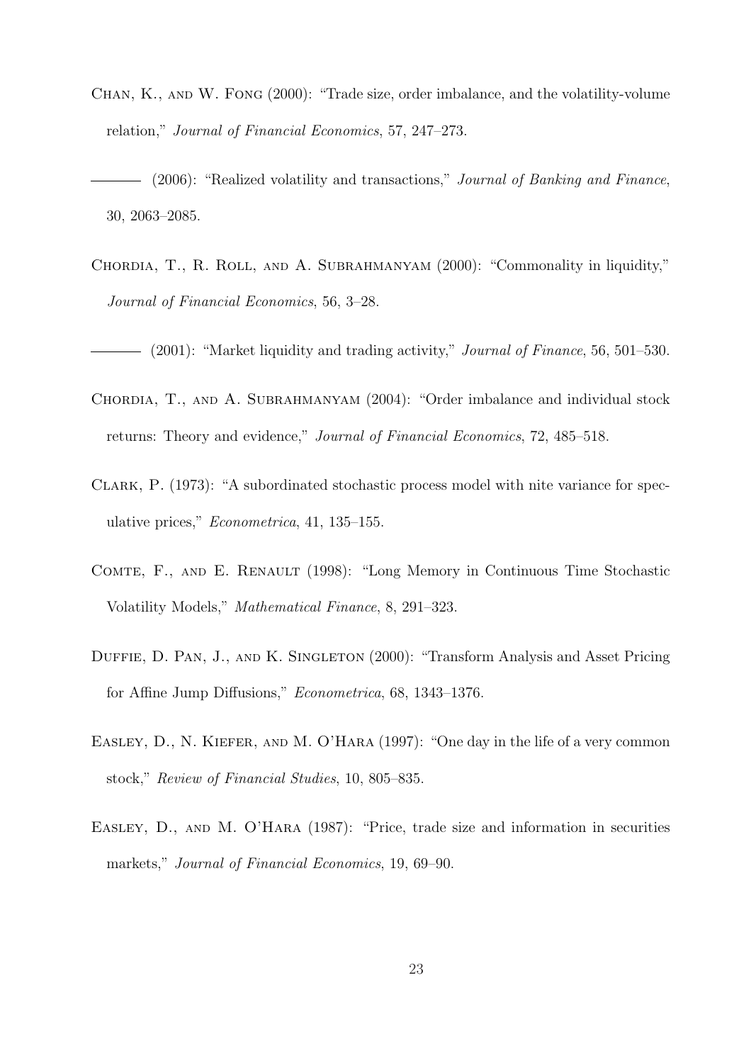Chan, K., and W. Fong (2000): "Trade size, order imbalance, and the volatility-volume relation," *Journal of Financial Economics*, 57, 247–273.

——— (2006): "Realized volatility and transactions," *Journal of Banking and Finance*, 30, 2063–2085.

Chordia, T., R. Roll, and A. Subrahmanyam (2000): "Commonality in liquidity," *Journal of Financial Economics*, 56, 3–28.

——— (2001): "Market liquidity and trading activity," *Journal of Finance*, 56, 501–530.

Chordia, T., and A. Subrahmanyam (2004): "Order imbalance and individual stock returns: Theory and evidence," *Journal of Financial Economics*, 72, 485–518.

Clark, P. (1973): "A subordinated stochastic process model with nite variance for speculative prices," *Econometrica*, 41, 135–155.

Comte, F., and E. Renault (1998): "Long Memory in Continuous Time Stochastic Volatility Models," *Mathematical Finance*, 8, 291–323.

Duffie, D. Pan, J., and K. Singleton (2000): "Transform Analysis and Asset Pricing for Affine Jump Diffusions," *Econometrica*, 68, 1343–1376.

Easley, D., N. Kiefer, and M. O'Hara (1997): "One day in the life of a very common stock," *Review of Financial Studies*, 10, 805–835.

Easley, D., and M. O'Hara (1987): "Price, trade size and information in securities markets," *Journal of Financial Economics*, 19, 69–90.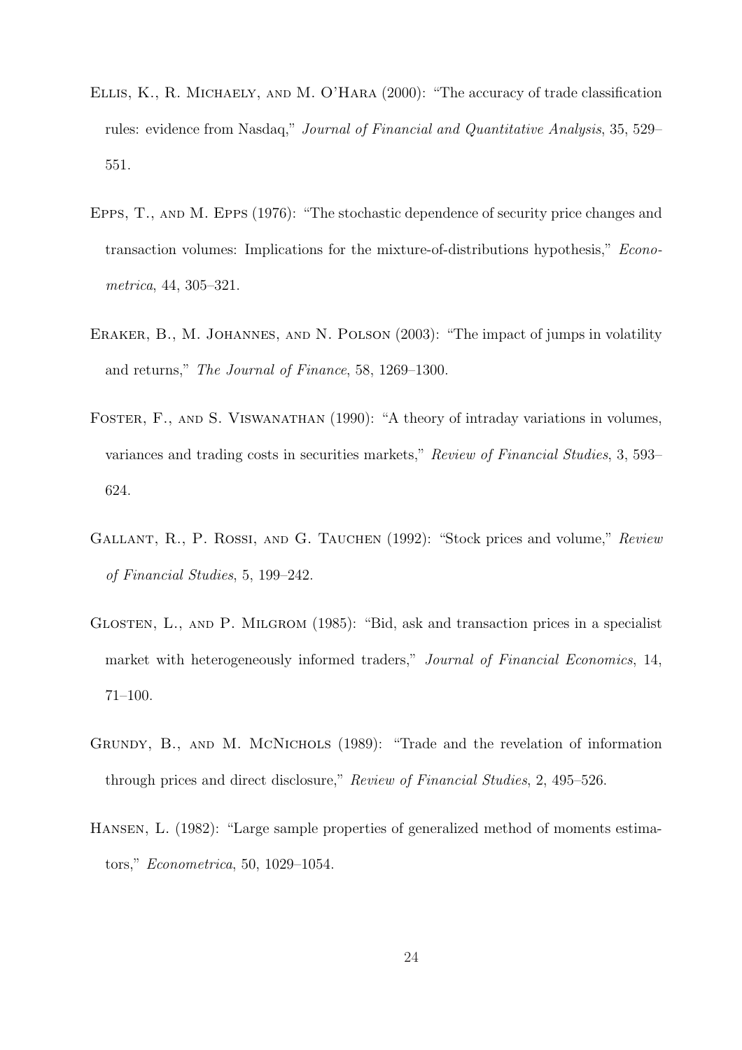Ellis, K., R. Michaely, and M. O'Hara (2000): "The accuracy of trade classification rules: evidence from Nasdaq," *Journal of Financial and Quantitative Analysis*, 35, 529–551.

Epps, T., and M. Epps (1976): "The stochastic dependence of security price changes and transaction volumes: Implications for the mixture-of-distributions hypothesis," *Econometrica*, 44, 305–321.

Eraker, B., M. Johannes, and N. Polson (2003): "The impact of jumps in volatility and returns," *The Journal of Finance*, 58, 1269–1300.

Foster, F., and S. Viswanathan (1990): "A theory of intraday variations in volumes, variances and trading costs in securities markets," *Review of Financial Studies*, 3, 593–624.

Gallant, R., P. Rossi, and G. Tauchen (1992): "Stock prices and volume," *Review of Financial Studies*, 5, 199–242.

Glosten, L., and P. Milgrom (1985): "Bid, ask and transaction prices in a specialist market with heterogeneously informed traders," *Journal of Financial Economics*, 14, 71–100.

Grundy, B., and M. McNichols (1989): "Trade and the revelation of information through prices and direct disclosure," *Review of Financial Studies*, 2, 495–526.

Hansen, L. (1982): "Large sample properties of generalized method of moments estimators," *Econometrica*, 50, 1029–1054.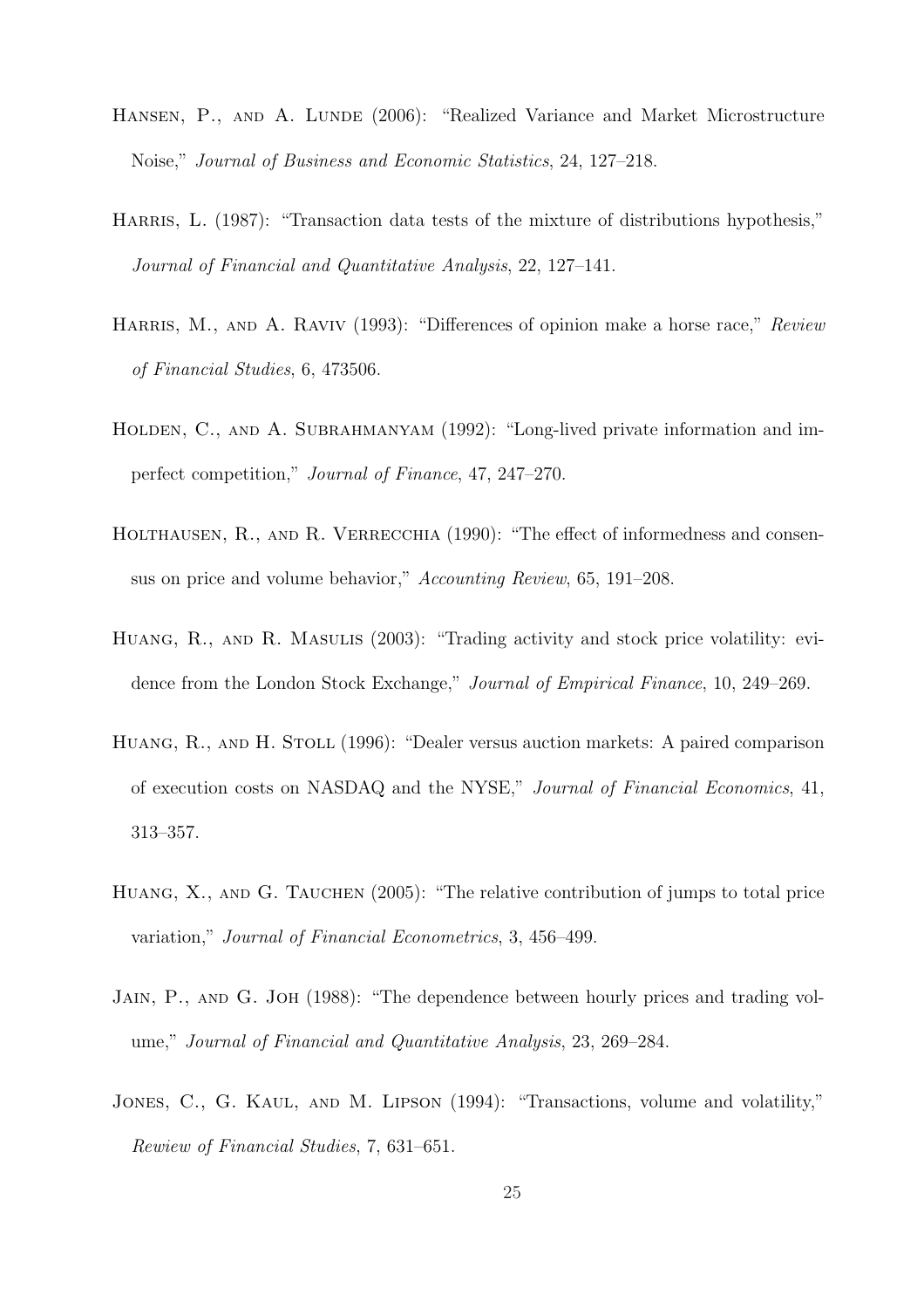Hansen, P., and A. Lunde (2006): "Realized Variance and Market Microstructure Noise," *Journal of Business and Economic Statistics*, 24, 127–218.

Harris, L. (1987): "Transaction data tests of the mixture of distributions hypothesis," *Journal of Financial and Quantitative Analysis*, 22, 127–141.

Harris, M., and A. Raviv (1993): "Differences of opinion make a horse race," *Review of Financial Studies*, 6, 473506.

Holden, C., and A. Subrahmanyam (1992): "Long-lived private information and imperfect competition," *Journal of Finance*, 47, 247–270.

Holthausen, R., and R. Verrecchia (1990): "The effect of informedness and consensus on price and volume behavior," *Accounting Review*, 65, 191–208.

Huang, R., and R. Masulis (2003): "Trading activity and stock price volatility: evidence from the London Stock Exchange," *Journal of Empirical Finance*, 10, 249–269.

Huang, R., and H. Stoll (1996): "Dealer versus auction markets: A paired comparison of execution costs on NASDAQ and the NYSE," *Journal of Financial Economics*, 41, 313–357.

Huang, X., and G. Tauchen (2005): "The relative contribution of jumps to total price variation," *Journal of Financial Econometrics*, 3, 456–499.

Jain, P., and G. Joh (1988): "The dependence between hourly prices and trading volume," *Journal of Financial and Quantitative Analysis*, 23, 269–284.

Jones, C., G. Kaul, and M. Lipson (1994): "Transactions, volume and volatility," *Rewiew of Financial Studies*, 7, 631–651.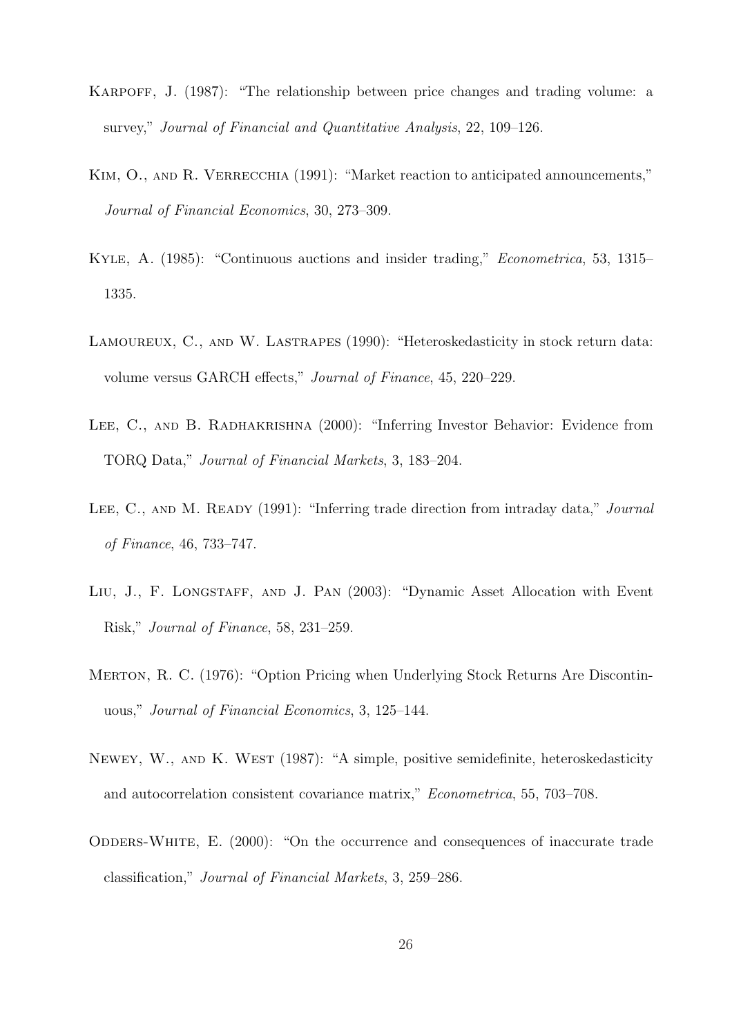Karpoff, J. (1987): "The relationship between price changes and trading volume: a survey," *Journal of Financial and Quantitative Analysis*, 22, 109–126.

Kim, O., and R. Verrecchia (1991): "Market reaction to anticipated announcements," *Journal of Financial Economics*, 30, 273–309.

Kyle, A. (1985): "Continuous auctions and insider trading," *Econometrica*, 53, 1315–1335.

Lamoureux, C., and W. Lastrapes (1990): "Heteroskedasticity in stock return data: volume versus GARCH effects," *Journal of Finance*, 45, 220–229.

Lee, C., and B. Radhakrishna (2000): "Inferring Investor Behavior: Evidence from TORQ Data," *Journal of Financial Markets*, 3, 183–204.

Lee, C., and M. Ready (1991): "Inferring trade direction from intraday data," *Journal of Finance*, 46, 733–747.

Liu, J., F. Longstaff, and J. Pan (2003): "Dynamic Asset Allocation with Event Risk," *Journal of Finance*, 58, 231–259.

Merton, R. C. (1976): "Option Pricing when Underlying Stock Returns Are Discontinuous," *Journal of Financial Economics*, 3, 125–144.

Newey, W., and K. West (1987): "A simple, positive semidefinite, heteroskedasticity and autocorrelation consistent covariance matrix," *Econometrica*, 55, 703–708.

Odders-White, E. (2000): "On the occurrence and consequences of inaccurate trade classification," *Journal of Financial Markets*, 3, 259–286.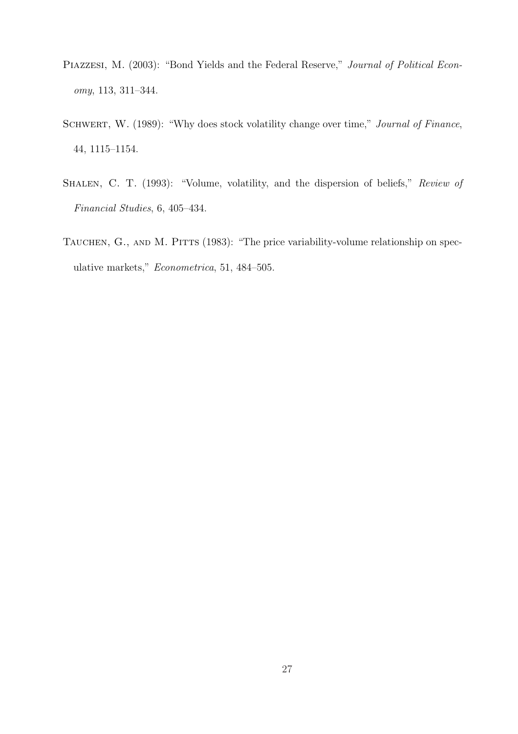Piazzesi, M. (2003): "Bond Yields and the Federal Reserve," *Journal of Political Economy*, 113, 311–344.

Schwert, W. (1989): "Why does stock volatility change over time," *Journal of Finance*, 44, 1115–1154.

Shalen, C. T. (1993): "Volume, volatility, and the dispersion of beliefs," *Review of Financial Studies*, 6, 405–434.

Tauchen, G., and M. Pitts (1983): "The price variability-volume relationship on speculative markets," *Econometrica*, 51, 484–505.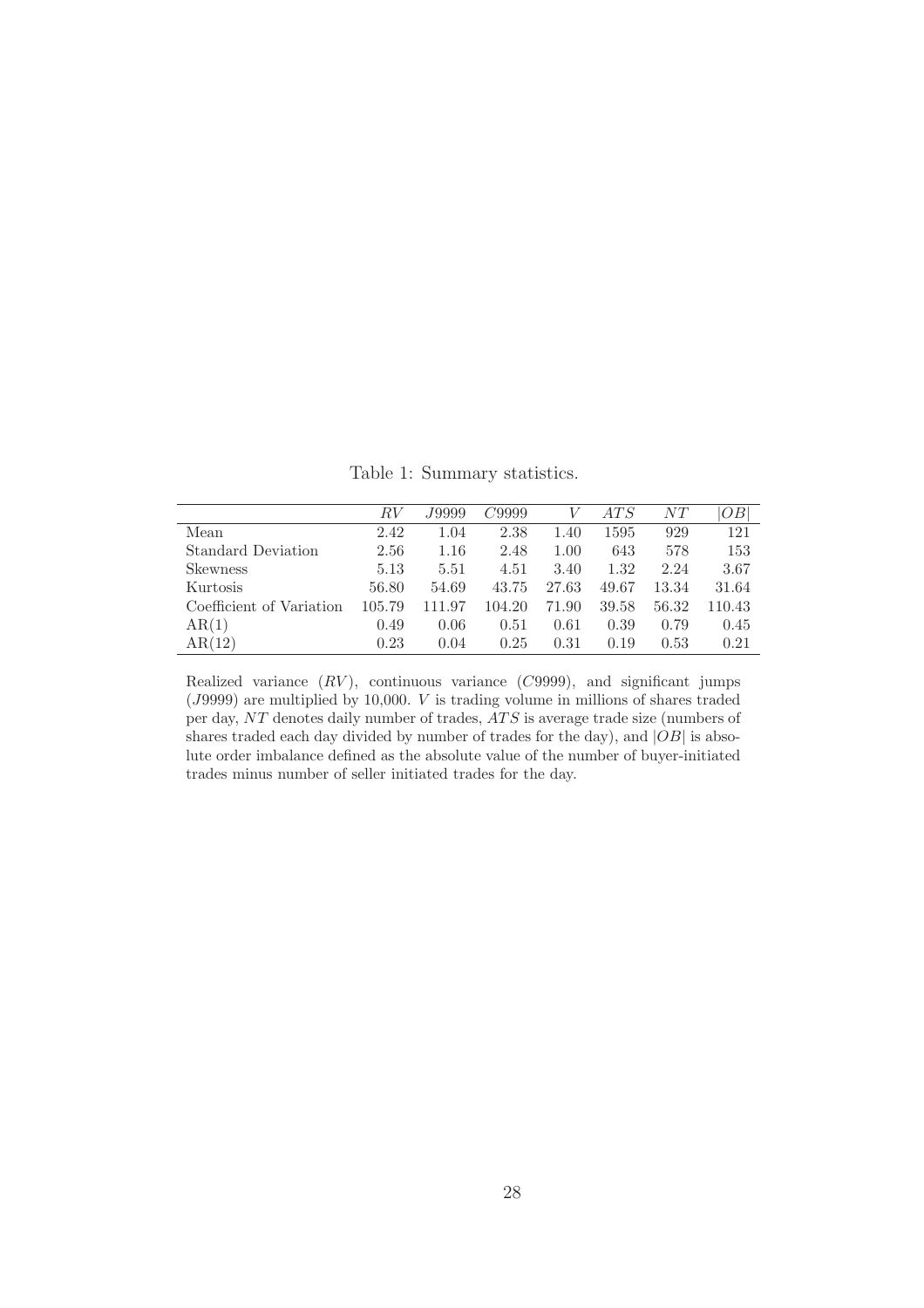Table 1: Summary statistics.

| | $RV$ | $J9999$ | $C9999$ | $V$ | $ATS$ | $NT$ | $\|OB\|$ |
|---|---|---|---|---|---|---|---|
| Mean | 2.42 | 1.04 | 2.38 | 1.40 | 1595 | 929 | 121 |
| Standard Deviation | 2.56 | 1.16 | 2.48 | 1.00 | 643 | 578 | 153 |
| Skewness | 5.13 | 5.51 | 4.51 | 3.40 | 1.32 | 2.24 | 3.67 |
| Kurtosis | 56.80 | 54.69 | 43.75 | 27.63 | 49.67 | 13.34 | 31.64 |
| Coefficient of Variation | 105.79 | 111.97 | 104.20 | 71.90 | 39.58 | 56.32 | 110.43 |
| AR(1) | 0.49 | 0.06 | 0.51 | 0.61 | 0.39 | 0.79 | 0.45 |
| AR(12) | 0.23 | 0.04 | 0.25 | 0.31 | 0.19 | 0.53 | 0.21 |

Realized variance ($RV$), continuous variance ($C9999$), and significant jumps ($J9999$) are multiplied by 10,000. $V$ is trading volume in millions of shares traded per day, $NT$ denotes daily number of trades, $ATS$ is average trade size (numbers of shares traded each day divided by number of trades for the day), and $|OB|$ is absolute order imbalance defined as the absolute value of the number of buyer-initiated trades minus number of seller initiated trades for the day.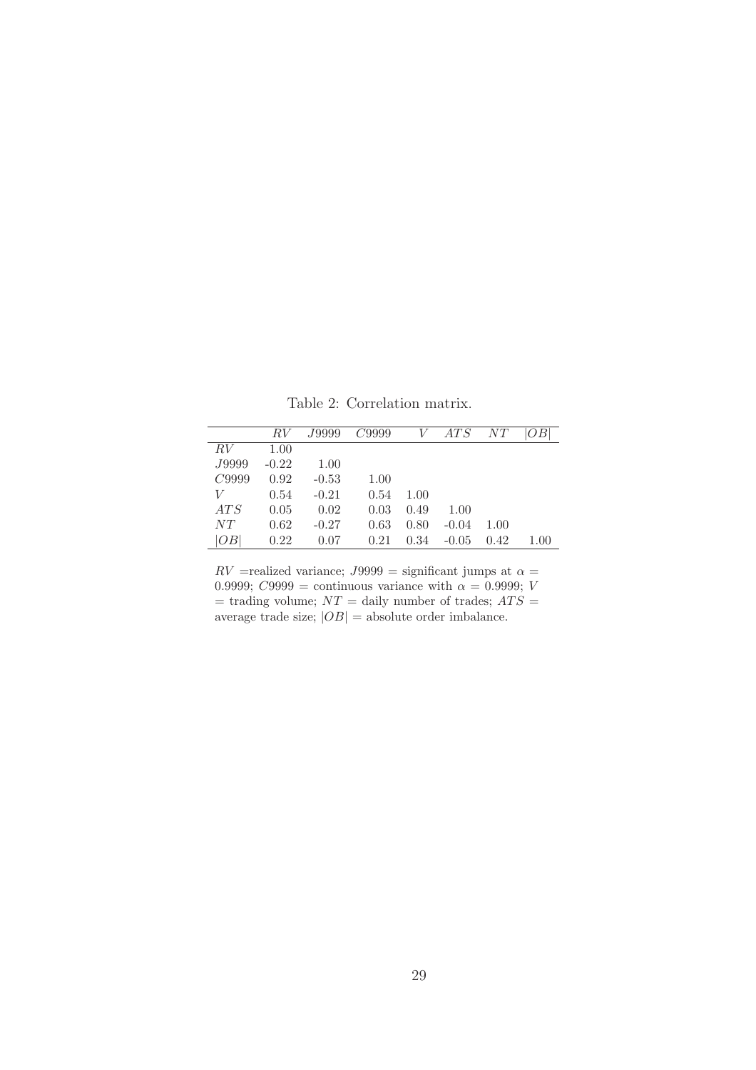Table 2: Correlation matrix.

|  | $RV$ | $J9999$ | $C9999$ | $V$ | $ATS$ | $NT$ | $\|OB\|$ |
|---|---|---|---|---|---|---|---|
| $RV$ | 1.00 |  |  |  |  |  |  |
| $J9999$ | -0.22 | 1.00 |  |  |  |  |  |
| $C9999$ | 0.92 | -0.53 | 1.00 |  |  |  |  |
| $V$ | 0.54 | -0.21 | 0.54 | 1.00 |  |  |  |
| $ATS$ | 0.05 | 0.02 | 0.03 | 0.49 | 1.00 |  |  |
| $NT$ | 0.62 | -0.27 | 0.63 | 0.80 | -0.04 | 1.00 |  |
| $\|OB\|$ | 0.22 | 0.07 | 0.21 | 0.34 | -0.05 | 0.42 | 1.00 |

$RV$ =realized variance; $J9999$ = significant jumps at $\alpha = 0.9999$; $C9999$ = continuous variance with $\alpha = 0.9999$; $V$ = trading volume; $NT$ = daily number of trades; $ATS$ = average trade size; $|OB|$ = absolute order imbalance.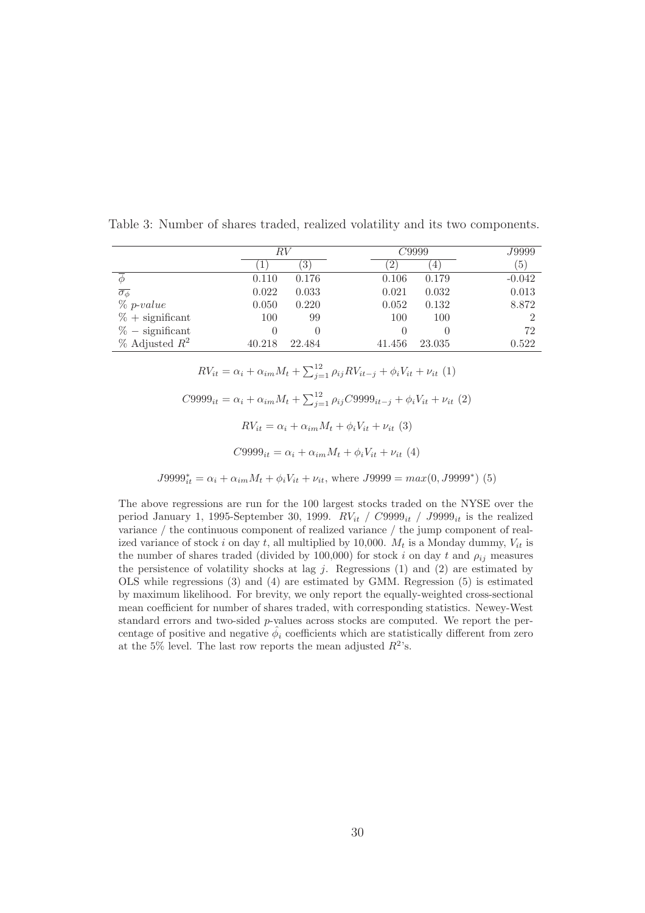Table 3: Number of shares traded, realized volatility and its two components.

| | $RV$ | | $C9999$ | | $J9999$ |
|---|---|---|---|---|---|
| | (1) | (3) | (2) | (4) | (5) |
| $\overline{\phi}$ | 0.110 | 0.176 | 0.106 | 0.179 | -0.042 |
| $\overline{\sigma_\phi}$ | 0.022 | 0.033 | 0.021 | 0.032 | 0.013 |
| % *p-value* | 0.050 | 0.220 | 0.052 | 0.132 | 8.872 |
| % + significant | 100 | 99 | 100 | 100 | 2 |
| % − significant | 0 | 0 | 0 | 0 | 72 |
| % Adjusted $R^2$ | 40.218 | 22.484 | 41.456 | 23.035 | 0.522 |

$$RV_{it} = \alpha_i + \alpha_{im} M_t + \sum_{j=1}^{12} \rho_{ij} RV_{it-j} + \phi_i V_{it} + \nu_{it} \ (1)$$

$$C9999_{it} = \alpha_i + \alpha_{im} M_t + \sum_{j=1}^{12} \rho_{ij} C9999_{it-j} + \phi_i V_{it} + \nu_{it} \ (2)$$

$$RV_{it} = \alpha_i + \alpha_{im} M_t + \phi_i V_{it} + \nu_{it} \ (3)$$

$$C9999_{it} = \alpha_i + \alpha_{im} M_t + \phi_i V_{it} + \nu_{it} \ (4)$$

$$J9999^*_{it} = \alpha_i + \alpha_{im} M_t + \phi_i V_{it} + \nu_{it}, \text{ where } J9999 = max(0, J9999^*) \ (5)$$

The above regressions are run for the 100 largest stocks traded on the NYSE over the period January 1, 1995-September 30, 1999. $RV_{it}$ / $C9999_{it}$ / $J9999_{it}$ is the realized variance / the continuous component of realized variance / the jump component of realized variance of stock $i$ on day $t$, all multiplied by 10,000. $M_t$ is a Monday dummy, $V_{it}$ is the number of shares traded (divided by 100,000) for stock $i$ on day $t$ and $\rho_{ij}$ measures the persistence of volatility shocks at lag $j$. Regressions (1) and (2) are estimated by OLS while regressions (3) and (4) are estimated by GMM. Regression (5) is estimated by maximum likelihood. For brevity, we only report the equally-weighted cross-sectional mean coefficient for number of shares traded, with corresponding statistics. Newey-West standard errors and two-sided $p$-values across stocks are computed. We report the percentage of positive and negative $\hat{\phi}_i$ coefficients which are statistically different from zero at the 5% level. The last row reports the mean adjusted $R^2$'s.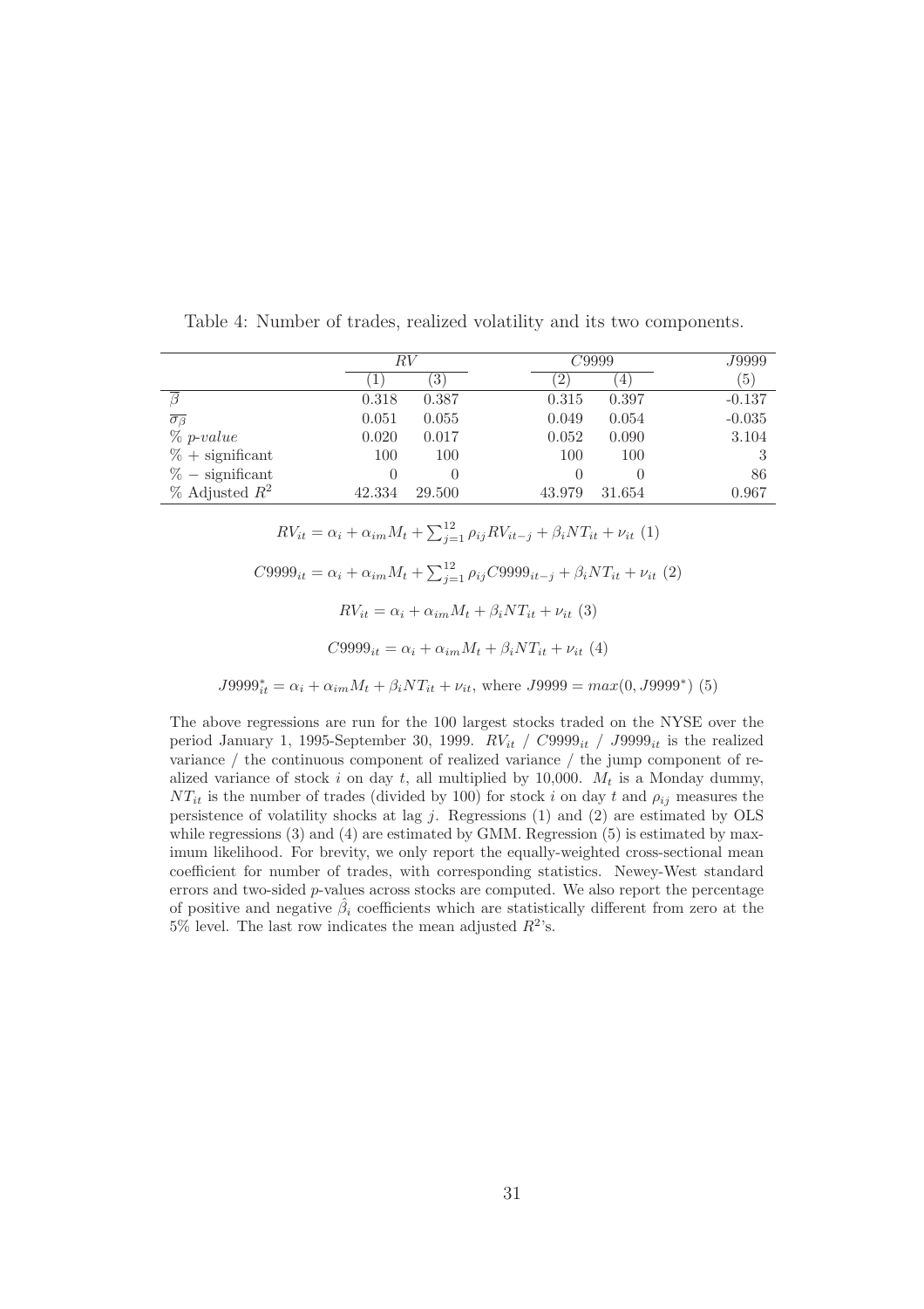Table 4: Number of trades, realized volatility and its two components.

| | $RV$ | | $C9999$ | | $J9999$ |
|---|---|---|---|---|---|
| | (1) | (3) | (2) | (4) | (5) |
| $\overline{\beta}$ | 0.318 | 0.387 | 0.315 | 0.397 | -0.137 |
| $\overline{\sigma_{\beta}}$ | 0.051 | 0.055 | 0.049 | 0.054 | -0.035 |
| % *p-value* | 0.020 | 0.017 | 0.052 | 0.090 | 3.104 |
| % + significant | 100 | 100 | 100 | 100 | 3 |
| % − significant | 0 | 0 | 0 | 0 | 86 |
| % Adjusted $R^2$ | 42.334 | 29.500 | 43.979 | 31.654 | 0.967 |

$$RV_{it} = \alpha_i + \alpha_{im} M_t + \sum_{j=1}^{12} \rho_{ij} RV_{it-j} + \beta_i NT_{it} + \nu_{it} \ (1)$$

$$C9999_{it} = \alpha_i + \alpha_{im} M_t + \sum_{j=1}^{12} \rho_{ij} C9999_{it-j} + \beta_i NT_{it} + \nu_{it} \ (2)$$

$$RV_{it} = \alpha_i + \alpha_{im} M_t + \beta_i NT_{it} + \nu_{it} \ (3)$$

$$C9999_{it} = \alpha_i + \alpha_{im} M_t + \beta_i NT_{it} + \nu_{it} \ (4)$$

$$J9999^*_{it} = \alpha_i + \alpha_{im} M_t + \beta_i NT_{it} + \nu_{it}, \text{ where } J9999 = max(0, J9999^*) \ (5)$$

The above regressions are run for the 100 largest stocks traded on the NYSE over the period January 1, 1995-September 30, 1999. $RV_{it}$ / $C9999_{it}$ / $J9999_{it}$ is the realized variance / the continuous component of realized variance / the jump component of realized variance of stock $i$ on day $t$, all multiplied by 10,000. $M_t$ is a Monday dummy, $NT_{it}$ is the number of trades (divided by 100) for stock $i$ on day $t$ and $\rho_{ij}$ measures the persistence of volatility shocks at lag $j$. Regressions (1) and (2) are estimated by OLS while regressions (3) and (4) are estimated by GMM. Regression (5) is estimated by maximum likelihood. For brevity, we only report the equally-weighted cross-sectional mean coefficient for number of trades, with corresponding statistics. Newey-West standard errors and two-sided $p$-values across stocks are computed. We also report the percentage of positive and negative $\hat{\beta}_i$ coefficients which are statistically different from zero at the 5% level. The last row indicates the mean adjusted $R^2$'s.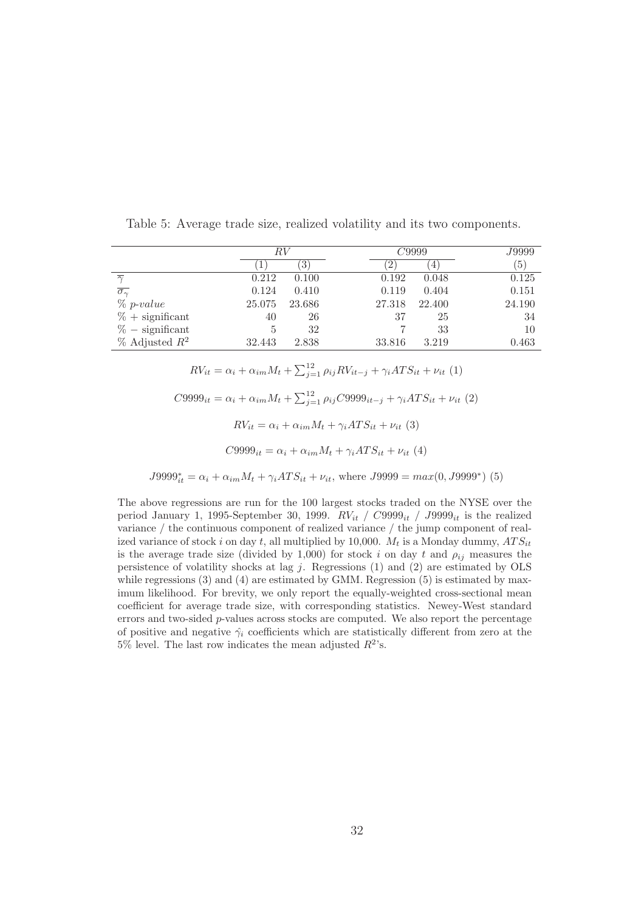Table 5: Average trade size, realized volatility and its two components.

| | $RV$ | | $C9999$ | | $J9999$ |
|---|---|---|---|---|---|
| | (1) | (3) | (2) | (4) | (5) |
| $\overline{\gamma}$ | 0.212 | 0.100 | 0.192 | 0.048 | 0.125 |
| $\overline{\sigma_\gamma}$ | 0.124 | 0.410 | 0.119 | 0.404 | 0.151 |
| % *p-value* | 25.075 | 23.686 | 27.318 | 22.400 | 24.190 |
| % + significant | 40 | 26 | 37 | 25 | 34 |
| % − significant | 5 | 32 | 7 | 33 | 10 |
| % Adjusted $R^2$ | 32.443 | 2.838 | 33.816 | 3.219 | 0.463 |

$$RV_{it} = \alpha_i + \alpha_{im} M_t + \sum_{j=1}^{12} \rho_{ij} RV_{it-j} + \gamma_i ATS_{it} + \nu_{it} \ (1)$$

$$C9999_{it} = \alpha_i + \alpha_{im} M_t + \sum_{j=1}^{12} \rho_{ij} C9999_{it-j} + \gamma_i ATS_{it} + \nu_{it} \ (2)$$

$$RV_{it} = \alpha_i + \alpha_{im} M_t + \gamma_i ATS_{it} + \nu_{it} \ (3)$$

$$C9999_{it} = \alpha_i + \alpha_{im} M_t + \gamma_i ATS_{it} + \nu_{it} \ (4)$$

$$J9999^*_{it} = \alpha_i + \alpha_{im} M_t + \gamma_i ATS_{it} + \nu_{it}, \text{ where } J9999 = max(0, J9999^*) \ (5)$$

The above regressions are run for the 100 largest stocks traded on the NYSE over the period January 1, 1995-September 30, 1999. $RV_{it}$ / $C9999_{it}$ / $J9999_{it}$ is the realized variance / the continuous component of realized variance / the jump component of realized variance of stock $i$ on day $t$, all multiplied by 10,000. $M_t$ is a Monday dummy, $ATS_{it}$ is the average trade size (divided by 1,000) for stock $i$ on day $t$ and $\rho_{ij}$ measures the persistence of volatility shocks at lag $j$. Regressions (1) and (2) are estimated by OLS while regressions (3) and (4) are estimated by GMM. Regression (5) is estimated by maximum likelihood. For brevity, we only report the equally-weighted cross-sectional mean coefficient for average trade size, with corresponding statistics. Newey-West standard errors and two-sided $p$-values across stocks are computed. We also report the percentage of positive and negative $\hat{\gamma}_i$ coefficients which are statistically different from zero at the 5% level. The last row indicates the mean adjusted $R^2$'s.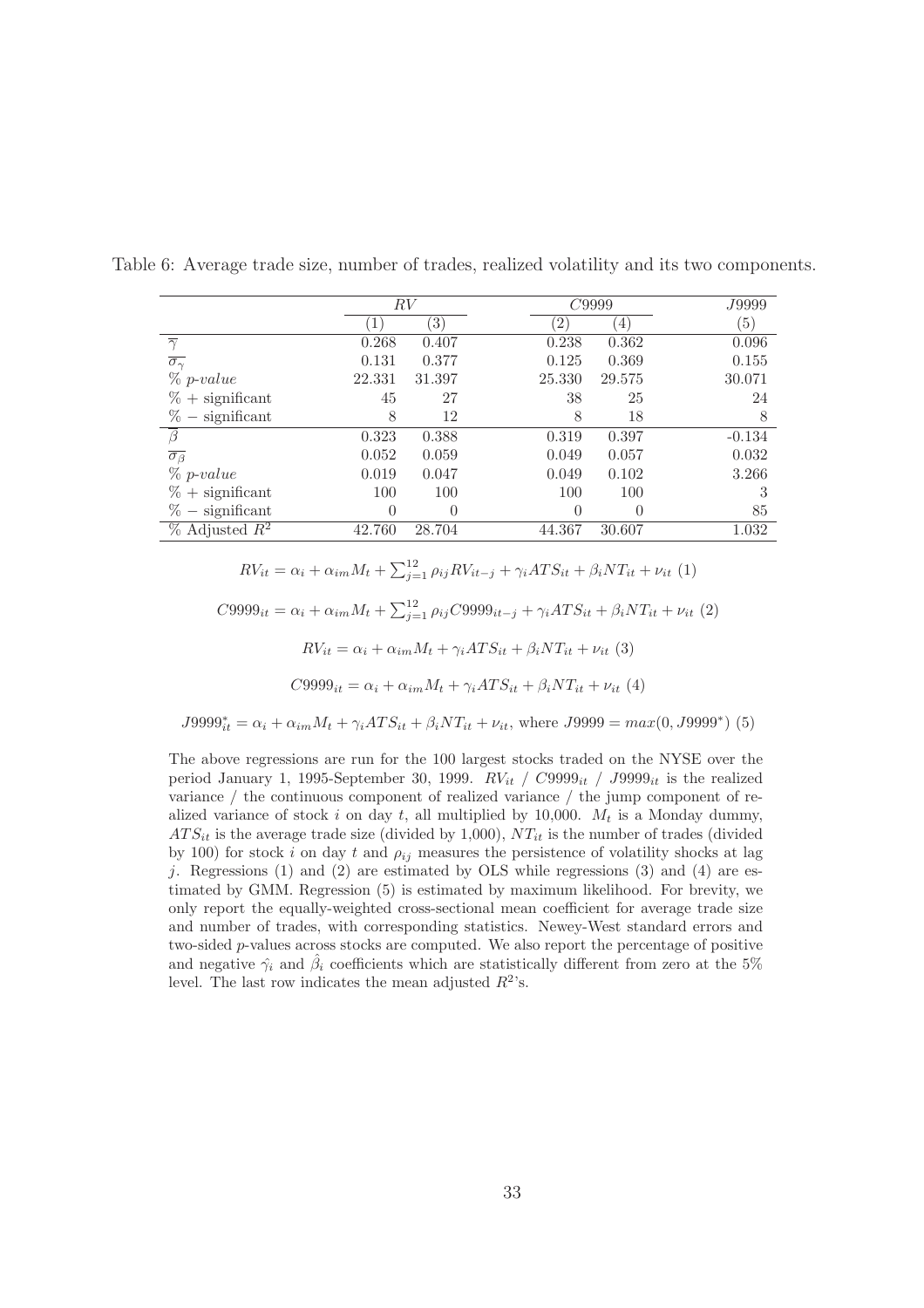Table 6: Average trade size, number of trades, realized volatility and its two components.

| | $RV$ | | $C9999$ | | $J9999$ |
|---|---|---|---|---|---|
| | (1) | (3) | (2) | (4) | (5) |
| $\overline{\gamma}$ | 0.268 | 0.407 | 0.238 | 0.362 | 0.096 |
| $\overline{\sigma_{\gamma}}$ | 0.131 | 0.377 | 0.125 | 0.369 | 0.155 |
| % *p-value* | 22.331 | 31.397 | 25.330 | 29.575 | 30.071 |
| % + significant | 45 | 27 | 38 | 25 | 24 |
| % − significant | 8 | 12 | 8 | 18 | 8 |
| $\overline{\beta}$ | 0.323 | 0.388 | 0.319 | 0.397 | -0.134 |
| $\overline{\sigma_{\beta}}$ | 0.052 | 0.059 | 0.049 | 0.057 | 0.032 |
| % *p-value* | 0.019 | 0.047 | 0.049 | 0.102 | 3.266 |
| % + significant | 100 | 100 | 100 | 100 | 3 |
| % − significant | 0 | 0 | 0 | 0 | 85 |
| % Adjusted $R^2$ | 42.760 | 28.704 | 44.367 | 30.607 | 1.032 |

$$RV_{it} = \alpha_i + \alpha_{im} M_t + \sum_{j=1}^{12} \rho_{ij} RV_{it-j} + \gamma_i ATS_{it} + \beta_i NT_{it} + \nu_{it} \ (1)$$

$$C9999_{it} = \alpha_i + \alpha_{im} M_t + \sum_{j=1}^{12} \rho_{ij} C9999_{it-j} + \gamma_i ATS_{it} + \beta_i NT_{it} + \nu_{it} \ (2)$$

$$RV_{it} = \alpha_i + \alpha_{im} M_t + \gamma_i ATS_{it} + \beta_i NT_{it} + \nu_{it} \ (3)$$

$$C9999_{it} = \alpha_i + \alpha_{im} M_t + \gamma_i ATS_{it} + \beta_i NT_{it} + \nu_{it} \ (4)$$

$$J9999^*_{it} = \alpha_i + \alpha_{im} M_t + \gamma_i ATS_{it} + \beta_i NT_{it} + \nu_{it}, \text{ where } J9999 = max(0, J9999^*) \ (5)$$

The above regressions are run for the 100 largest stocks traded on the NYSE over the period January 1, 1995-September 30, 1999. $RV_{it}$ / $C9999_{it}$ / $J9999_{it}$ is the realized variance / the continuous component of realized variance / the jump component of realized variance of stock $i$ on day $t$, all multiplied by 10,000. $M_t$ is a Monday dummy, $ATS_{it}$ is the average trade size (divided by 1,000), $NT_{it}$ is the number of trades (divided by 100) for stock $i$ on day $t$ and $\rho_{ij}$ measures the persistence of volatility shocks at lag $j$. Regressions (1) and (2) are estimated by OLS while regressions (3) and (4) are estimated by GMM. Regression (5) is estimated by maximum likelihood. For brevity, we only report the equally-weighted cross-sectional mean coefficient for average trade size and number of trades, with corresponding statistics. Newey-West standard errors and two-sided $p$-values across stocks are computed. We also report the percentage of positive and negative $\hat{\gamma_i}$ and $\hat{\beta_i}$ coefficients which are statistically different from zero at the 5% level. The last row indicates the mean adjusted $R^2$'s.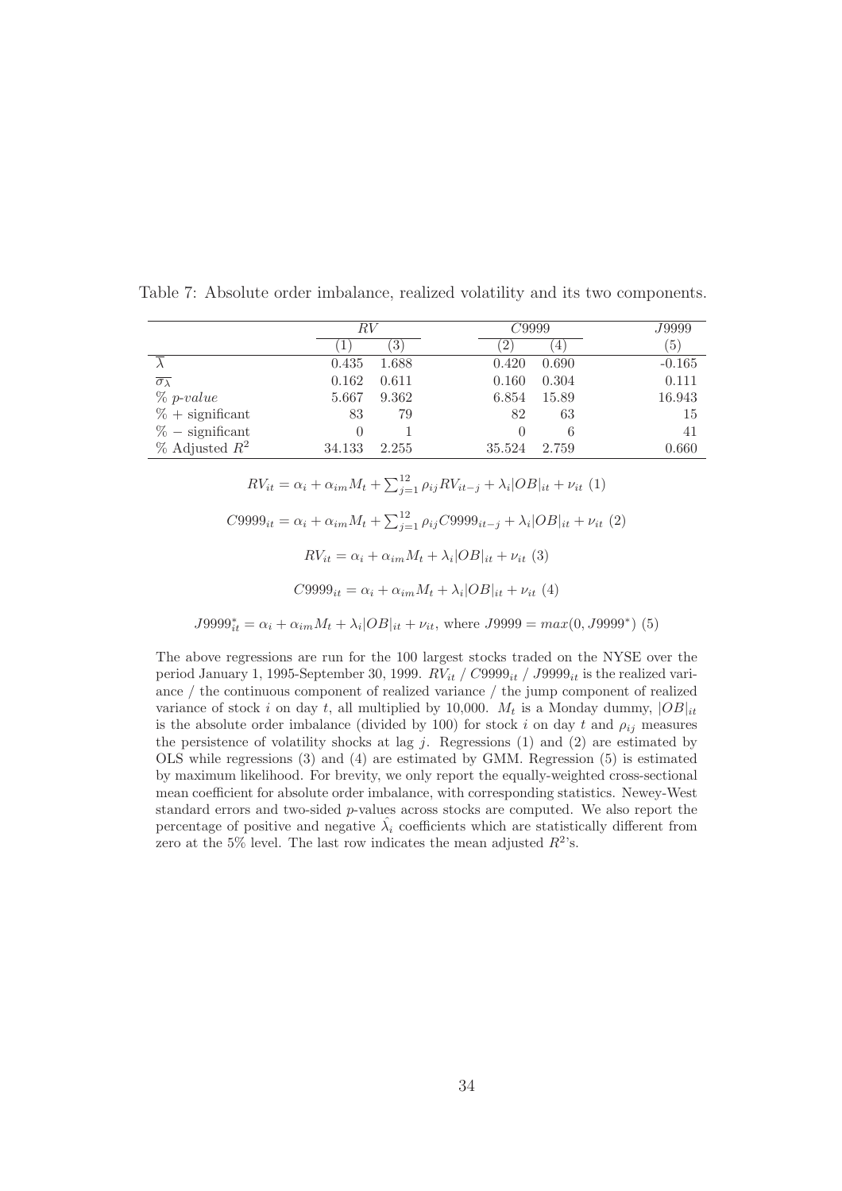Table 7: Absolute order imbalance, realized volatility and its two components.

| | $RV$ | | $C9999$ | | $J9999$ |
|---|---|---|---|---|---|
| | (1) | (3) | (2) | (4) | (5) |
| $\overline{\lambda}$ | 0.435 | 1.688 | 0.420 | 0.690 | -0.165 |
| $\overline{\sigma_{\lambda}}$ | 0.162 | 0.611 | 0.160 | 0.304 | 0.111 |
| % *p-value* | 5.667 | 9.362 | 6.854 | 15.89 | 16.943 |
| % + significant | 83 | 79 | 82 | 63 | 15 |
| % − significant | 0 | 1 | 0 | 6 | 41 |
| % Adjusted $R^2$ | 34.133 | 2.255 | 35.524 | 2.759 | 0.660 |

$$RV_{it} = \alpha_i + \alpha_{im} M_t + \sum_{j=1}^{12} \rho_{ij} RV_{it-j} + \lambda_i |OB|_{it} + \nu_{it} \ (1)$$

$$C9999_{it} = \alpha_i + \alpha_{im} M_t + \sum_{j=1}^{12} \rho_{ij} C9999_{it-j} + \lambda_i |OB|_{it} + \nu_{it} \ (2)$$

$$RV_{it} = \alpha_i + \alpha_{im} M_t + \lambda_i |OB|_{it} + \nu_{it} \ (3)$$

$$C9999_{it} = \alpha_i + \alpha_{im} M_t + \lambda_i |OB|_{it} + \nu_{it} \ (4)$$

$$J9999^*_{it} = \alpha_i + \alpha_{im} M_t + \lambda_i |OB|_{it} + \nu_{it}, \text{ where } J9999 = max(0, J9999^*) \ (5)$$

The above regressions are run for the 100 largest stocks traded on the NYSE over the period January 1, 1995-September 30, 1999. $RV_{it}$ / $C9999_{it}$ / $J9999_{it}$ is the realized variance / the continuous component of realized variance / the jump component of realized variance of stock $i$ on day $t$, all multiplied by 10,000. $M_t$ is a Monday dummy, $|OB|_{it}$ is the absolute order imbalance (divided by 100) for stock $i$ on day $t$ and $\rho_{ij}$ measures the persistence of volatility shocks at lag $j$. Regressions (1) and (2) are estimated by OLS while regressions (3) and (4) are estimated by GMM. Regression (5) is estimated by maximum likelihood. For brevity, we only report the equally-weighted cross-sectional mean coefficient for absolute order imbalance, with corresponding statistics. Newey-West standard errors and two-sided $p$-values across stocks are computed. We also report the percentage of positive and negative $\hat{\lambda}_i$ coefficients which are statistically different from zero at the 5% level. The last row indicates the mean adjusted $R^2$'s.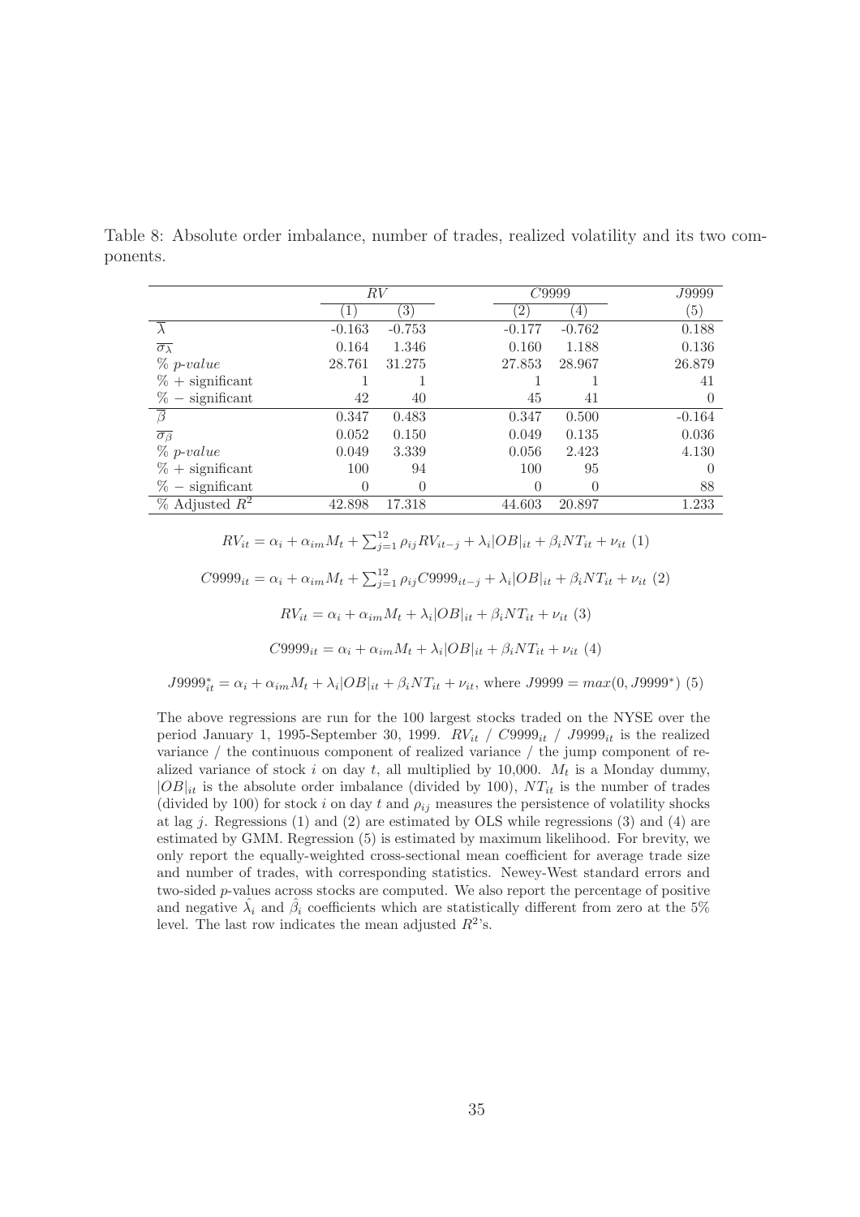Table 8: Absolute order imbalance, number of trades, realized volatility and its two components.

| | $RV$ | | $C9999$ | | $J9999$ |
|---|---|---|---|---|---|
| | (1) | (3) | (2) | (4) | (5) |
| $\overline{\lambda}$ | -0.163 | -0.753 | -0.177 | -0.762 | 0.188 |
| $\overline{\sigma_\lambda}$ | 0.164 | 1.346 | 0.160 | 1.188 | 0.136 |
| % *p-value* | 28.761 | 31.275 | 27.853 | 28.967 | 26.879 |
| % + significant | 1 | 1 | 1 | 1 | 41 |
| % − significant | 42 | 40 | 45 | 41 | 0 |
| $\overline{\beta}$ | 0.347 | 0.483 | 0.347 | 0.500 | -0.164 |
| $\overline{\sigma_\beta}$ | 0.052 | 0.150 | 0.049 | 0.135 | 0.036 |
| % *p-value* | 0.049 | 3.339 | 0.056 | 2.423 | 4.130 |
| % + significant | 100 | 94 | 100 | 95 | 0 |
| % − significant | 0 | 0 | 0 | 0 | 88 |
| % Adjusted $R^2$ | 42.898 | 17.318 | 44.603 | 20.897 | 1.233 |

$$RV_{it} = \alpha_i + \alpha_{im}M_t + \sum_{j=1}^{12} \rho_{ij} RV_{it-j} + \lambda_i |OB|_{it} + \beta_i NT_{it} + \nu_{it} \ (1)$$

$$C9999_{it} = \alpha_i + \alpha_{im}M_t + \sum_{j=1}^{12} \rho_{ij} C9999_{it-j} + \lambda_i |OB|_{it} + \beta_i NT_{it} + \nu_{it} \ (2)$$

$$RV_{it} = \alpha_i + \alpha_{im}M_t + \lambda_i |OB|_{it} + \beta_i NT_{it} + \nu_{it} \ (3)$$

$$C9999_{it} = \alpha_i + \alpha_{im}M_t + \lambda_i |OB|_{it} + \beta_i NT_{it} + \nu_{it} \ (4)$$

$$J9999^*_{it} = \alpha_i + \alpha_{im}M_t + \lambda_i |OB|_{it} + \beta_i NT_{it} + \nu_{it}, \text{ where } J9999 = max(0, J9999^*) \ (5)$$

The above regressions are run for the 100 largest stocks traded on the NYSE over the period January 1, 1995-September 30, 1999. $RV_{it}$ / $C9999_{it}$ / $J9999_{it}$ is the realized variance / the continuous component of realized variance / the jump component of realized variance of stock $i$ on day $t$, all multiplied by 10,000. $M_t$ is a Monday dummy, $|OB|_{it}$ is the absolute order imbalance (divided by 100), $NT_{it}$ is the number of trades (divided by 100) for stock $i$ on day $t$ and $\rho_{ij}$ measures the persistence of volatility shocks at lag $j$. Regressions (1) and (2) are estimated by OLS while regressions (3) and (4) are estimated by GMM. Regression (5) is estimated by maximum likelihood. For brevity, we only report the equally-weighted cross-sectional mean coefficient for average trade size and number of trades, with corresponding statistics. Newey-West standard errors and two-sided $p$-values across stocks are computed. We also report the percentage of positive and negative $\hat{\lambda}_i$ and $\hat{\beta}_i$ coefficients which are statistically different from zero at the 5% level. The last row indicates the mean adjusted $R^2$'s.